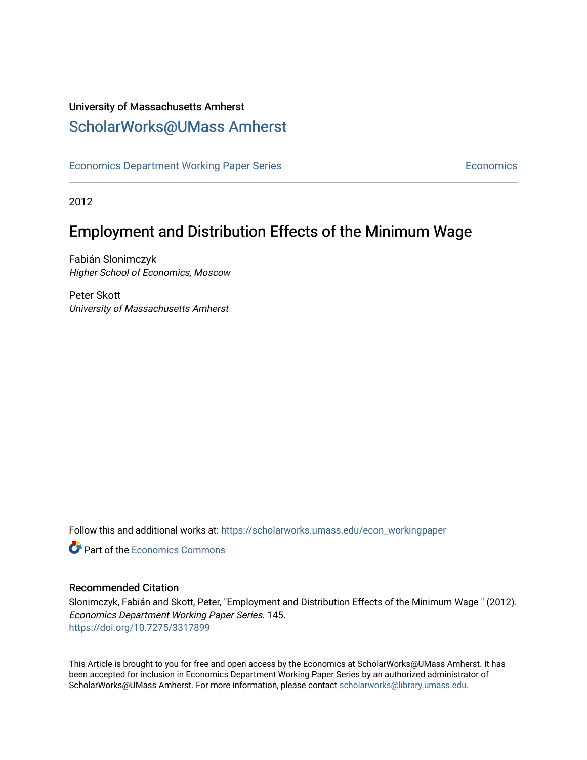University of Massachusetts Amherst

ScholarWorks@UMass Amherst

Economics Department Working Paper Series | Economics

2012

# Employment and Distribution Effects of the Minimum Wage

Fabián Slonimczyk
*Higher School of Economics, Moscow*

Peter Skott
*University of Massachusetts Amherst*

Follow this and additional works at: https://scholarworks.umass.edu/econ_workingpaper

Part of the Economics Commons

## Recommended Citation

Slonimczyk, Fabián and Skott, Peter, "Employment and Distribution Effects of the Minimum Wage " (2012). *Economics Department Working Paper Series*. 145.
https://doi.org/10.7275/3317899

This Article is brought to you for free and open access by the Economics at ScholarWorks@UMass Amherst. It has been accepted for inclusion in Economics Department Working Paper Series by an authorized administrator of ScholarWorks@UMass Amherst. For more information, please contact scholarworks@library.umass.edu.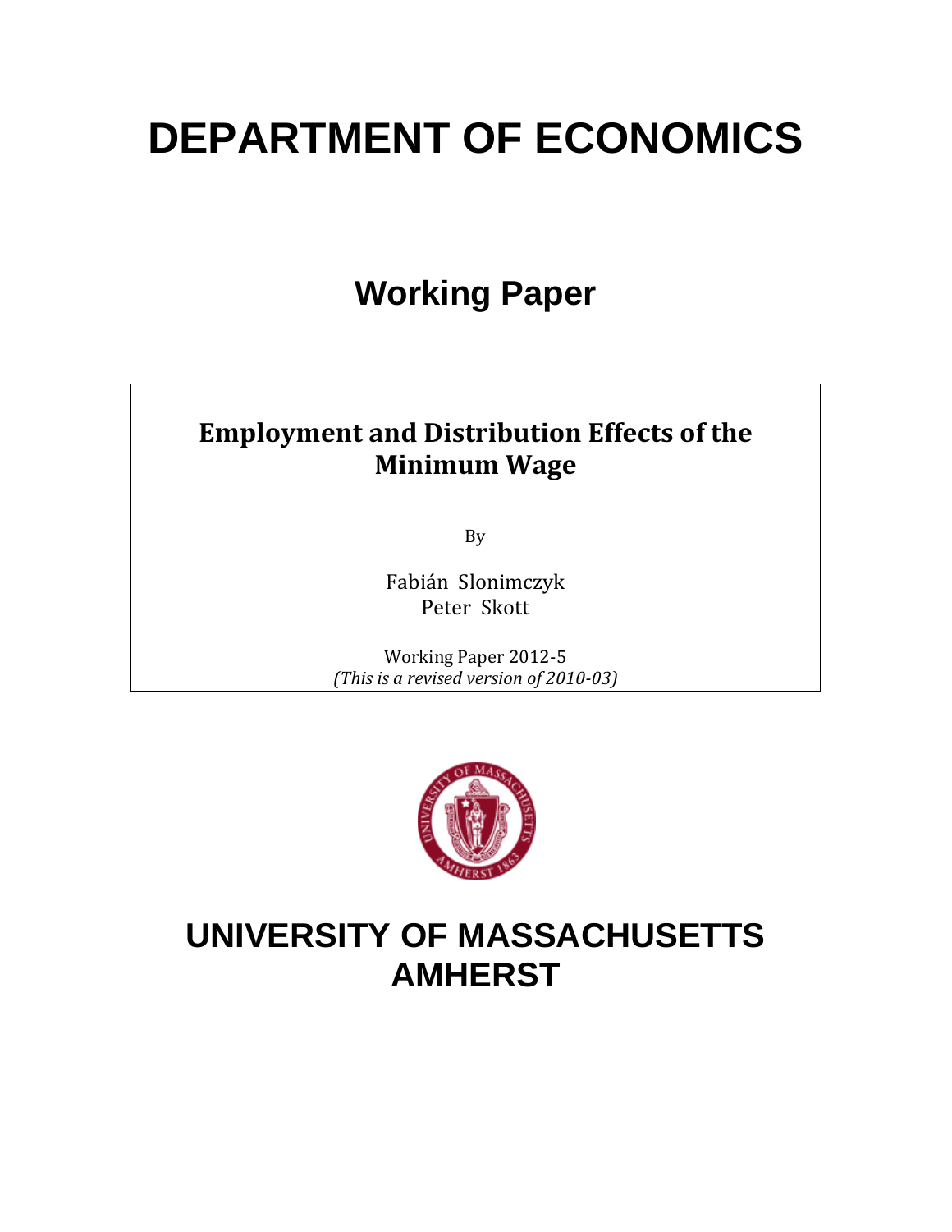# DEPARTMENT OF ECONOMICS

## Working Paper

**Employment and Distribution Effects of the Minimum Wage**

By

Fabián Slonimczyk
Peter Skott

Working Paper 2012-5
*(This is a revised version of 2010-03)*

# UNIVERSITY OF MASSACHUSETTS AMHERST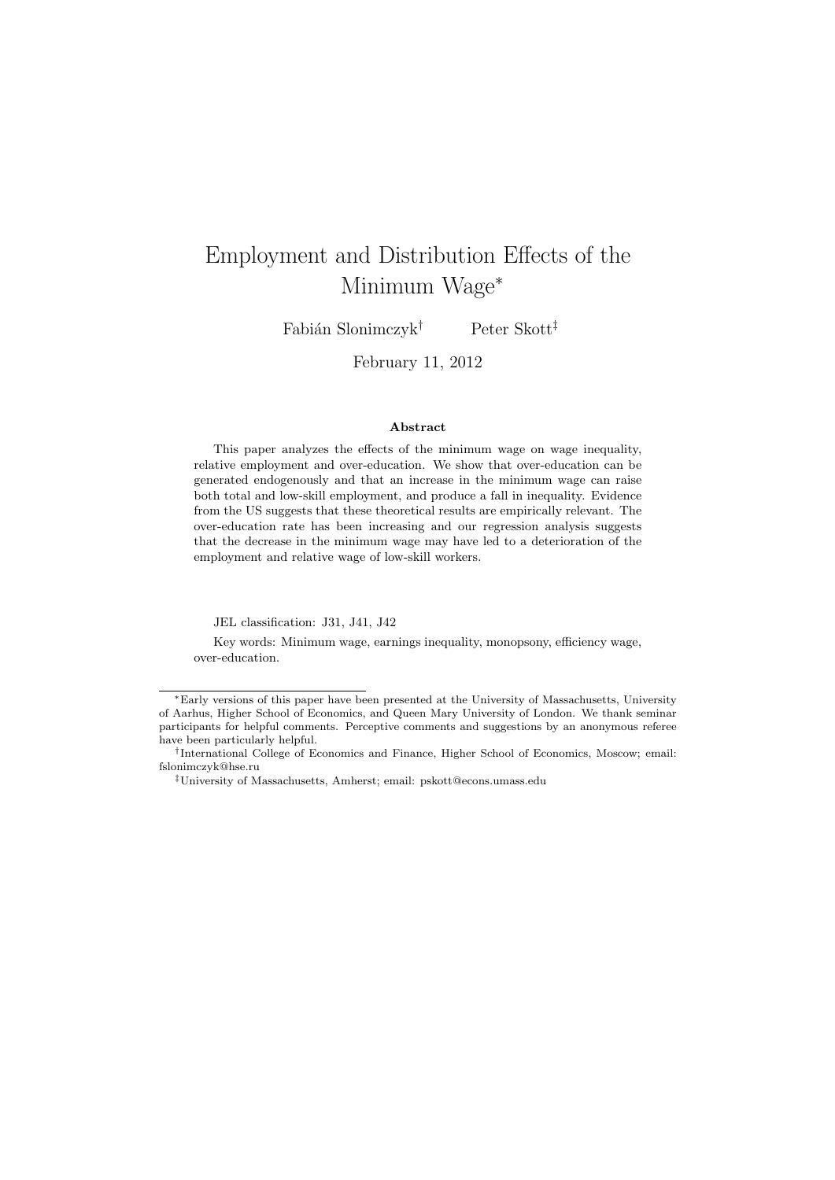# Employment and Distribution Effects of the Minimum Wage*

Fabián Slonimczyk[†] Peter Skott[‡]

February 11, 2012

### Abstract

This paper analyzes the effects of the minimum wage on wage inequality, relative employment and over-education. We show that over-education can be generated endogenously and that an increase in the minimum wage can raise both total and low-skill employment, and produce a fall in inequality. Evidence from the US suggests that these theoretical results are empirically relevant. The over-education rate has been increasing and our regression analysis suggests that the decrease in the minimum wage may have led to a deterioration of the employment and relative wage of low-skill workers.

JEL classification: J31, J41, J42

Key words: Minimum wage, earnings inequality, monopsony, efficiency wage, over-education.

---

*Early versions of this paper have been presented at the University of Massachusetts, University of Aarhus, Higher School of Economics, and Queen Mary University of London. We thank seminar participants for helpful comments. Perceptive comments and suggestions by an anonymous referee have been particularly helpful.

[†]International College of Economics and Finance, Higher School of Economics, Moscow; email: fslonimczyk@hse.ru

[‡]University of Massachusetts, Amherst; email: pskott@econs.umass.edu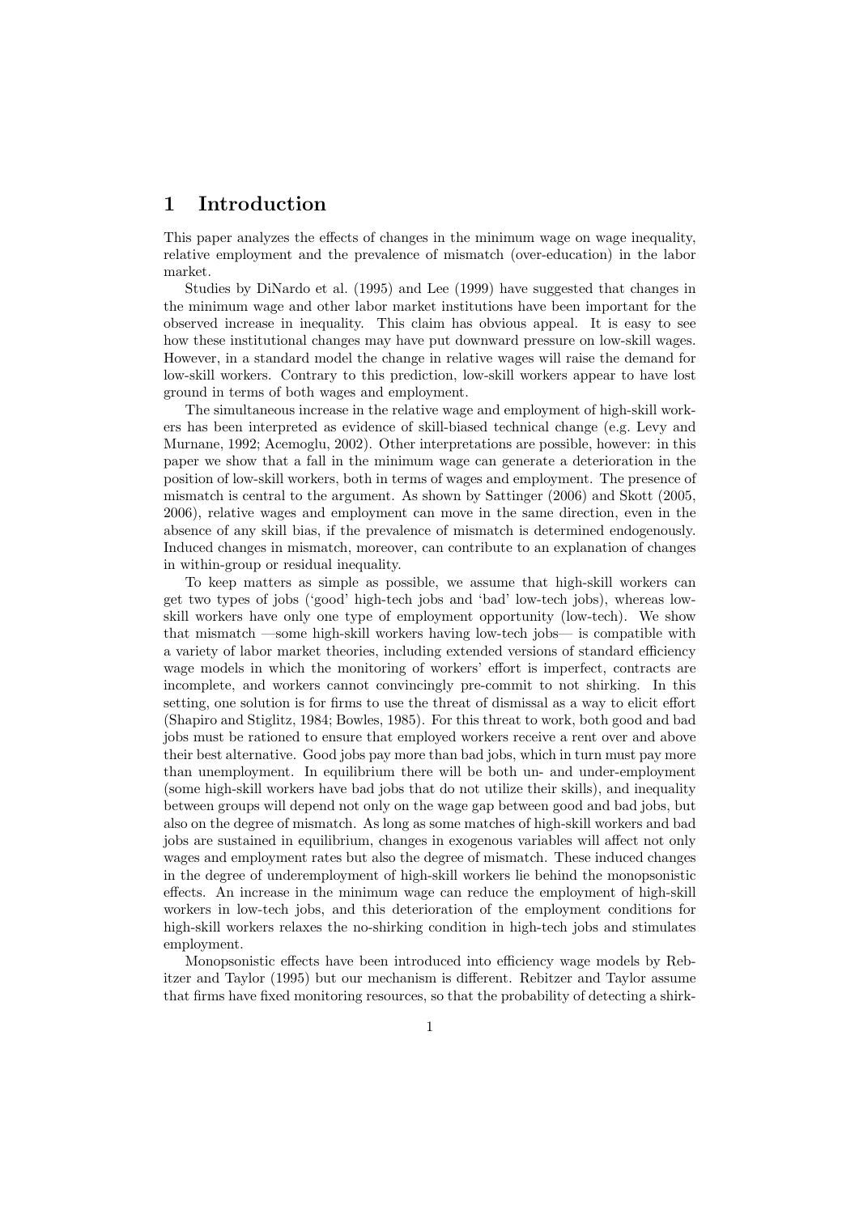# 1 Introduction

This paper analyzes the effects of changes in the minimum wage on wage inequality, relative employment and the prevalence of mismatch (over-education) in the labor market.

Studies by DiNardo et al. (1995) and Lee (1999) have suggested that changes in the minimum wage and other labor market institutions have been important for the observed increase in inequality. This claim has obvious appeal. It is easy to see how these institutional changes may have put downward pressure on low-skill wages. However, in a standard model the change in relative wages will raise the demand for low-skill workers. Contrary to this prediction, low-skill workers appear to have lost ground in terms of both wages and employment.

The simultaneous increase in the relative wage and employment of high-skill workers has been interpreted as evidence of skill-biased technical change (e.g. Levy and Murnane, 1992; Acemoglu, 2002). Other interpretations are possible, however: in this paper we show that a fall in the minimum wage can generate a deterioration in the position of low-skill workers, both in terms of wages and employment. The presence of mismatch is central to the argument. As shown by Sattinger (2006) and Skott (2005, 2006), relative wages and employment can move in the same direction, even in the absence of any skill bias, if the prevalence of mismatch is determined endogenously. Induced changes in mismatch, moreover, can contribute to an explanation of changes in within-group or residual inequality.

To keep matters as simple as possible, we assume that high-skill workers can get two types of jobs ('good' high-tech jobs and 'bad' low-tech jobs), whereas low-skill workers have only one type of employment opportunity (low-tech). We show that mismatch —some high-skill workers having low-tech jobs— is compatible with a variety of labor market theories, including extended versions of standard efficiency wage models in which the monitoring of workers' effort is imperfect, contracts are incomplete, and workers cannot convincingly pre-commit to not shirking. In this setting, one solution is for firms to use the threat of dismissal as a way to elicit effort (Shapiro and Stiglitz, 1984; Bowles, 1985). For this threat to work, both good and bad jobs must be rationed to ensure that employed workers receive a rent over and above their best alternative. Good jobs pay more than bad jobs, which in turn must pay more than unemployment. In equilibrium there will be both un- and under-employment (some high-skill workers have bad jobs that do not utilize their skills), and inequality between groups will depend not only on the wage gap between good and bad jobs, but also on the degree of mismatch. As long as some matches of high-skill workers and bad jobs are sustained in equilibrium, changes in exogenous variables will affect not only wages and employment rates but also the degree of mismatch. These induced changes in the degree of underemployment of high-skill workers lie behind the monopsonistic effects. An increase in the minimum wage can reduce the employment of high-skill workers in low-tech jobs, and this deterioration of the employment conditions for high-skill workers relaxes the no-shirking condition in high-tech jobs and stimulates employment.

Monopsonistic effects have been introduced into efficiency wage models by Rebitzer and Taylor (1995) but our mechanism is different. Rebitzer and Taylor assume that firms have fixed monitoring resources, so that the probability of detecting a shirk-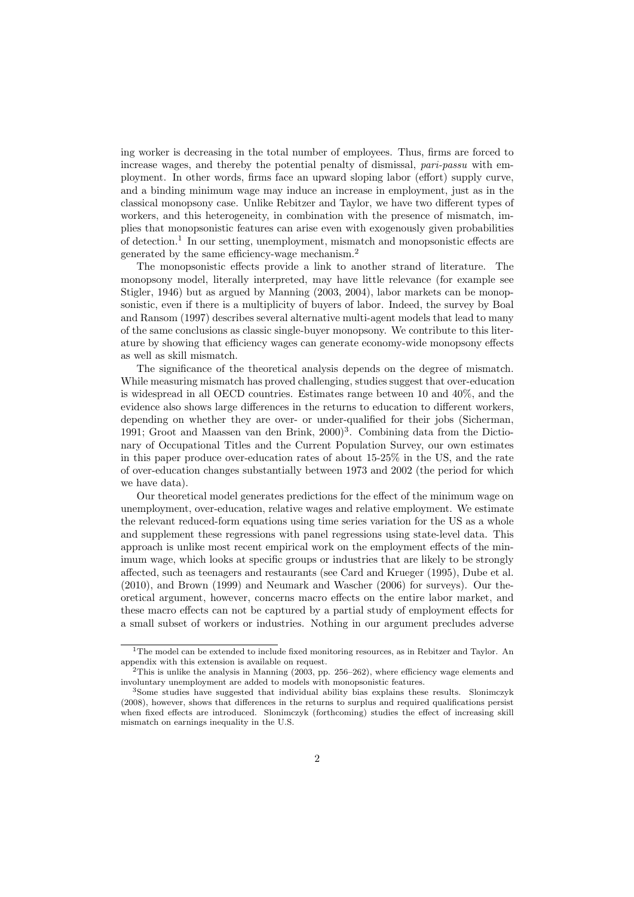ing worker is decreasing in the total number of employees. Thus, firms are forced to increase wages, and thereby the potential penalty of dismissal, *pari-passu* with employment. In other words, firms face an upward sloping labor (effort) supply curve, and a binding minimum wage may induce an increase in employment, just as in the classical monopsony case. Unlike Rebitzer and Taylor, we have two different types of workers, and this heterogeneity, in combination with the presence of mismatch, implies that monopsonistic features can arise even with exogenously given probabilities of detection.[1] In our setting, unemployment, mismatch and monopsonistic effects are generated by the same efficiency-wage mechanism.[2]

The monopsonistic effects provide a link to another strand of literature. The monopsony model, literally interpreted, may have little relevance (for example see Stigler, 1946) but as argued by Manning (2003, 2004), labor markets can be monopsonistic, even if there is a multiplicity of buyers of labor. Indeed, the survey by Boal and Ransom (1997) describes several alternative multi-agent models that lead to many of the same conclusions as classic single-buyer monopsony. We contribute to this literature by showing that efficiency wages can generate economy-wide monopsony effects as well as skill mismatch.

The significance of the theoretical analysis depends on the degree of mismatch. While measuring mismatch has proved challenging, studies suggest that over-education is widespread in all OECD countries. Estimates range between 10 and 40%, and the evidence also shows large differences in the returns to education to different workers, depending on whether they are over- or under-qualified for their jobs (Sicherman, 1991; Groot and Maassen van den Brink, 2000)[3]. Combining data from the Dictionary of Occupational Titles and the Current Population Survey, our own estimates in this paper produce over-education rates of about 15-25% in the US, and the rate of over-education changes substantially between 1973 and 2002 (the period for which we have data).

Our theoretical model generates predictions for the effect of the minimum wage on unemployment, over-education, relative wages and relative employment. We estimate the relevant reduced-form equations using time series variation for the US as a whole and supplement these regressions with panel regressions using state-level data. This approach is unlike most recent empirical work on the employment effects of the minimum wage, which looks at specific groups or industries that are likely to be strongly affected, such as teenagers and restaurants (see Card and Krueger (1995), Dube et al. (2010), and Brown (1999) and Neumark and Wascher (2006) for surveys). Our theoretical argument, however, concerns macro effects on the entire labor market, and these macro effects can not be captured by a partial study of employment effects for a small subset of workers or industries. Nothing in our argument precludes adverse

---

[1] The model can be extended to include fixed monitoring resources, as in Rebitzer and Taylor. An appendix with this extension is available on request.

[2] This is unlike the analysis in Manning (2003, pp. 256–262), where efficiency wage elements and involuntary unemployment are added to models with monopsonistic features.

[3] Some studies have suggested that individual ability bias explains these results. Slonimczyk (2008), however, shows that differences in the returns to surplus and required qualifications persist when fixed effects are introduced. Slonimczyk (forthcoming) studies the effect of increasing skill mismatch on earnings inequality in the U.S.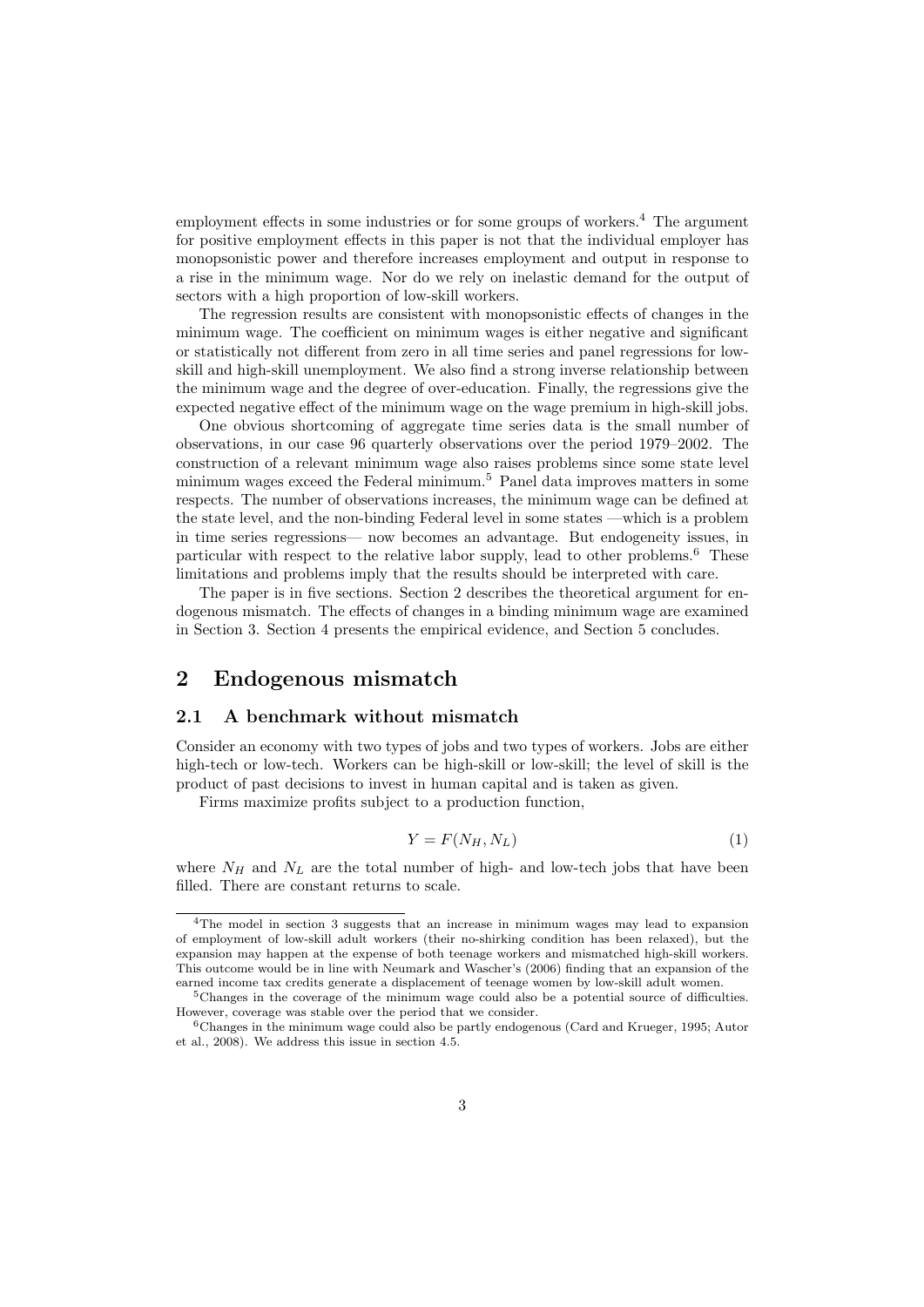employment effects in some industries or for some groups of workers.[4] The argument for positive employment effects in this paper is not that the individual employer has monopsonistic power and therefore increases employment and output in response to a rise in the minimum wage. Nor do we rely on inelastic demand for the output of sectors with a high proportion of low-skill workers.

The regression results are consistent with monopsonistic effects of changes in the minimum wage. The coefficient on minimum wages is either negative and significant or statistically not different from zero in all time series and panel regressions for low-skill and high-skill unemployment. We also find a strong inverse relationship between the minimum wage and the degree of over-education. Finally, the regressions give the expected negative effect of the minimum wage on the wage premium in high-skill jobs.

One obvious shortcoming of aggregate time series data is the small number of observations, in our case 96 quarterly observations over the period 1979–2002. The construction of a relevant minimum wage also raises problems since some state level minimum wages exceed the Federal minimum.[5] Panel data improves matters in some respects. The number of observations increases, the minimum wage can be defined at the state level, and the non-binding Federal level in some states —which is a problem in time series regressions— now becomes an advantage. But endogeneity issues, in particular with respect to the relative labor supply, lead to other problems.[6] These limitations and problems imply that the results should be interpreted with care.

The paper is in five sections. Section 2 describes the theoretical argument for endogenous mismatch. The effects of changes in a binding minimum wage are examined in Section 3. Section 4 presents the empirical evidence, and Section 5 concludes.

## 2 Endogenous mismatch

### 2.1 A benchmark without mismatch

Consider an economy with two types of jobs and two types of workers. Jobs are either high-tech or low-tech. Workers can be high-skill or low-skill; the level of skill is the product of past decisions to invest in human capital and is taken as given.

Firms maximize profits subject to a production function,

$$Y = F(N_H, N_L) \tag{1}$$

where $N_H$ and $N_L$ are the total number of high- and low-tech jobs that have been filled. There are constant returns to scale.

---

[4] The model in section 3 suggests that an increase in minimum wages may lead to expansion of employment of low-skill adult workers (their no-shirking condition has been relaxed), but the expansion may happen at the expense of both teenage workers and mismatched high-skill workers. This outcome would be in line with Neumark and Wascher's (2006) finding that an expansion of the earned income tax credits generate a displacement of teenage women by low-skill adult women.

[5] Changes in the coverage of the minimum wage could also be a potential source of difficulties. However, coverage was stable over the period that we consider.

[6] Changes in the minimum wage could also be partly endogenous (Card and Krueger, 1995; Autor et al., 2008). We address this issue in section 4.5.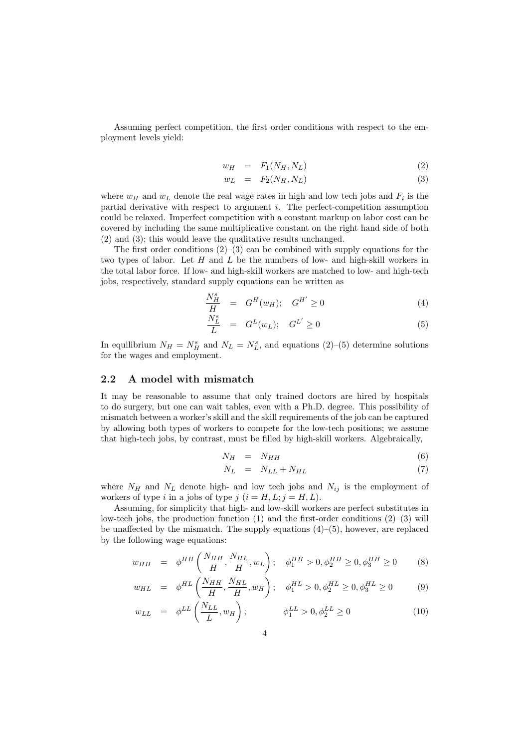Assuming perfect competition, the first order conditions with respect to the employment levels yield:

$$
\begin{aligned}
w_H &= F_1(N_H, N_L) && (2)\\
w_L &= F_2(N_H, N_L) && (3)
\end{aligned}
$$

where $w_H$ and $w_L$ denote the real wage rates in high and low tech jobs and $F_i$ is the partial derivative with respect to argument $i$. The perfect-competition assumption could be relaxed. Imperfect competition with a constant markup on labor cost can be covered by including the same multiplicative constant on the right hand side of both (2) and (3); this would leave the qualitative results unchanged.

The first order conditions (2)–(3) can be combined with supply equations for the two types of labor. Let $H$ and $L$ be the numbers of low- and high-skill workers in the total labor force. If low- and high-skill workers are matched to low- and high-tech jobs, respectively, standard supply equations can be written as

$$
\begin{aligned}
\frac{N_H^s}{H} &= G^H(w_H); \quad G^{H'} \geq 0 && (4)\\
\frac{N_L^s}{L} &= G^L(w_L); \quad G^{L'} \geq 0 && (5)
\end{aligned}
$$

In equilibrium $N_H = N_H^s$ and $N_L = N_L^s$, and equations (2)–(5) determine solutions for the wages and employment.

## 2.2 A model with mismatch

It may be reasonable to assume that only trained doctors are hired by hospitals to do surgery, but one can wait tables, even with a Ph.D. degree. This possibility of mismatch between a worker's skill and the skill requirements of the job can be captured by allowing both types of workers to compete for the low-tech positions; we assume that high-tech jobs, by contrast, must be filled by high-skill workers. Algebraically,

$$
\begin{aligned}
N_H &= N_{HH} && (6)\\
N_L &= N_{LL} + N_{HL} && (7)
\end{aligned}
$$

where $N_H$ and $N_L$ denote high- and low tech jobs and $N_{ij}$ is the employment of workers of type $i$ in a jobs of type $j$ ($i = H, L; j = H, L$).

Assuming, for simplicity that high- and low-skill workers are perfect substitutes in low-tech jobs, the production function (1) and the first-order conditions (2)–(3) will be unaffected by the mismatch. The supply equations (4)–(5), however, are replaced by the following wage equations:

$$
\begin{aligned}
w_{HH} &= \phi^{HH}\left(\frac{N_{HH}}{H}, \frac{N_{HL}}{H}, w_L\right); \quad \phi_1^{HH} > 0, \phi_2^{HH} \geq 0, \phi_3^{HH} \geq 0 && (8)\\
w_{HL} &= \phi^{HL}\left(\frac{N_{HH}}{H}, \frac{N_{HL}}{H}, w_H\right); \quad \phi_1^{HL} > 0, \phi_2^{HL} \geq 0, \phi_3^{HL} \geq 0 && (9)\\
w_{LL} &= \phi^{LL}\left(\frac{N_{LL}}{L}, w_H\right); \qquad \phi_1^{LL} > 0, \phi_2^{LL} \geq 0 && (10)
\end{aligned}
$$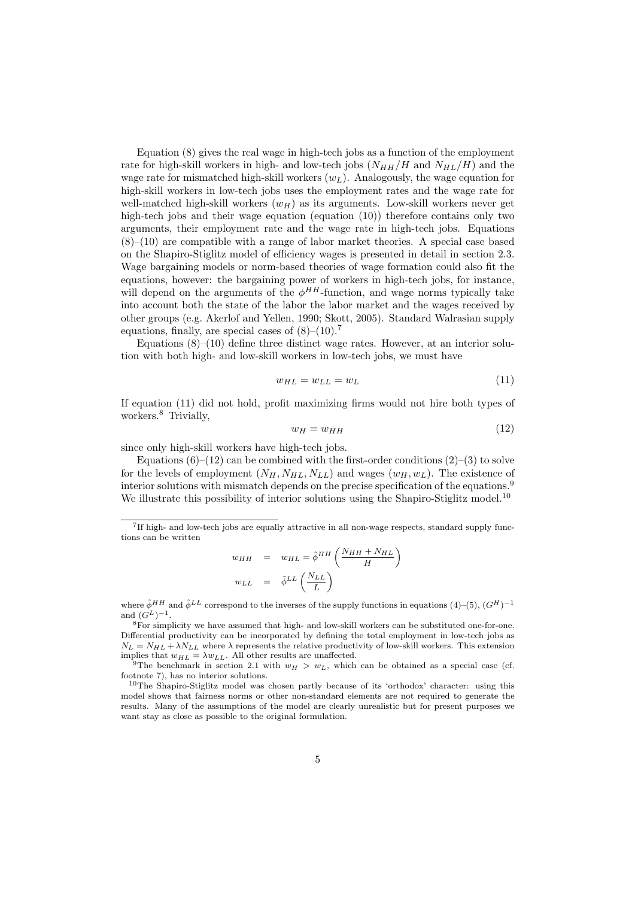Equation (8) gives the real wage in high-tech jobs as a function of the employment rate for high-skill workers in high- and low-tech jobs ($N_{HH}/H$ and $N_{HL}/H$) and the wage rate for mismatched high-skill workers ($w_L$). Analogously, the wage equation for high-skill workers in low-tech jobs uses the employment rates and the wage rate for well-matched high-skill workers ($w_H$) as its arguments. Low-skill workers never get high-tech jobs and their wage equation (equation (10)) therefore contains only two arguments, their employment rate and the wage rate in high-tech jobs. Equations (8)–(10) are compatible with a range of labor market theories. A special case based on the Shapiro-Stiglitz model of efficiency wages is presented in detail in section 2.3. Wage bargaining models or norm-based theories of wage formation could also fit the equations, however: the bargaining power of workers in high-tech jobs, for instance, will depend on the arguments of the $\phi^{HH}$-function, and wage norms typically take into account both the state of the labor the labor market and the wages received by other groups (e.g. Akerlof and Yellen, 1990; Skott, 2005). Standard Walrasian supply equations, finally, are special cases of (8)–(10).[7]

Equations (8)–(10) define three distinct wage rates. However, at an interior solution with both high- and low-skill workers in low-tech jobs, we must have

$$w_{HL} = w_{LL} = w_L \tag{11}$$

If equation (11) did not hold, profit maximizing firms would not hire both types of workers.[8] Trivially,

$$w_H = w_{HH} \tag{12}$$

since only high-skill workers have high-tech jobs.

Equations (6)–(12) can be combined with the first-order conditions (2)–(3) to solve for the levels of employment ($N_H, N_{HL}, N_{LL}$) and wages ($w_H, w_L$). The existence of interior solutions with mismatch depends on the precise specification of the equations.[9] We illustrate this possibility of interior solutions using the Shapiro-Stiglitz model.[10]

---

[7] If high- and low-tech jobs are equally attractive in all non-wage respects, standard supply functions can be written

$$\begin{aligned} w_{HH} &= w_{HL} = \tilde{\phi}^{HH}\left(\frac{N_{HH} + N_{HL}}{H}\right) \\ w_{LL} &= \tilde{\phi}^{LL}\left(\frac{N_{LL}}{L}\right) \end{aligned}$$

where $\tilde{\phi}^{HH}$ and $\tilde{\phi}^{LL}$ correspond to the inverses of the supply functions in equations (4)–(5), $(G^H)^{-1}$ and $(G^L)^{-1}$.

[8] For simplicity we have assumed that high- and low-skill workers can be substituted one-for-one. Differential productivity can be incorporated by defining the total employment in low-tech jobs as $N_L = N_{HL} + \lambda N_{LL}$ where $\lambda$ represents the relative productivity of low-skill workers. This extension implies that $w_{HL} = \lambda w_{LL}$. All other results are unaffected.

[9] The benchmark in section 2.1 with $w_H > w_L$, which can be obtained as a special case (cf. footnote 7), has no interior solutions.

[10] The Shapiro-Stiglitz model was chosen partly because of its 'orthodox' character: using this model shows that fairness norms or other non-standard elements are not required to generate the results. Many of the assumptions of the model are clearly unrealistic but for present purposes we want stay as close as possible to the original formulation.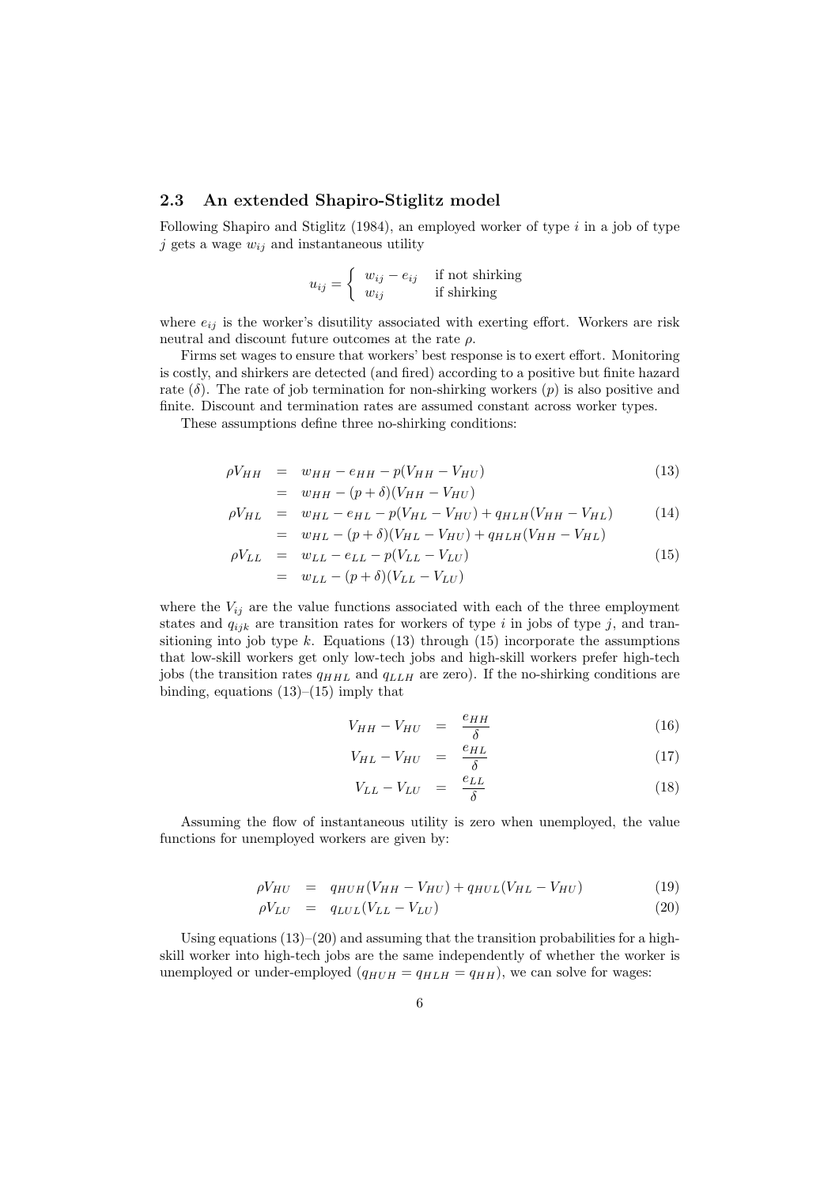### 2.3 An extended Shapiro-Stiglitz model

Following Shapiro and Stiglitz (1984), an employed worker of type $i$ in a job of type $j$ gets a wage $w_{ij}$ and instantaneous utility

$$u_{ij} = \begin{cases} w_{ij} - e_{ij} & \text{if not shirking} \\ w_{ij} & \text{if shirking} \end{cases}$$

where $e_{ij}$ is the worker's disutility associated with exerting effort. Workers are risk neutral and discount future outcomes at the rate $\rho$.

Firms set wages to ensure that workers' best response is to exert effort. Monitoring is costly, and shirkers are detected (and fired) according to a positive but finite hazard rate ($\delta$). The rate of job termination for non-shirking workers ($p$) is also positive and finite. Discount and termination rates are assumed constant across worker types.

These assumptions define three no-shirking conditions:

$$\begin{aligned} \rho V_{HH} &= w_{HH} - e_{HH} - p(V_{HH} - V_{HU}) \qquad (13) \\ &= w_{HH} - (p+\delta)(V_{HH} - V_{HU}) \\ \rho V_{HL} &= w_{HL} - e_{HL} - p(V_{HL} - V_{HU}) + q_{HLH}(V_{HH} - V_{HL}) \qquad (14) \\ &= w_{HL} - (p+\delta)(V_{HL} - V_{HU}) + q_{HLH}(V_{HH} - V_{HL}) \\ \rho V_{LL} &= w_{LL} - e_{LL} - p(V_{LL} - V_{LU}) \qquad (15) \\ &= w_{LL} - (p+\delta)(V_{LL} - V_{LU}) \end{aligned}$$

where the $V_{ij}$ are the value functions associated with each of the three employment states and $q_{ijk}$ are transition rates for workers of type $i$ in jobs of type $j$, and transitioning into job type $k$. Equations (13) through (15) incorporate the assumptions that low-skill workers get only low-tech jobs and high-skill workers prefer high-tech jobs (the transition rates $q_{HHL}$ and $q_{LLH}$ are zero). If the no-shirking conditions are binding, equations (13)–(15) imply that

$$V_{HH} - V_{HU} = \frac{e_{HH}}{\delta} \qquad (16)$$

$$V_{HL} - V_{HU} = \frac{e_{HL}}{\delta} \qquad (17)$$

$$V_{LL} - V_{LU} = \frac{e_{LL}}{\delta} \qquad (18)$$

Assuming the flow of instantaneous utility is zero when unemployed, the value functions for unemployed workers are given by:

$$\rho V_{HU} = q_{HUH}(V_{HH} - V_{HU}) + q_{HUL}(V_{HL} - V_{HU}) \qquad (19)$$

$$\rho V_{LU} = q_{LUL}(V_{LL} - V_{LU}) \qquad (20)$$

Using equations (13)–(20) and assuming that the transition probabilities for a high-skill worker into high-tech jobs are the same independently of whether the worker is unemployed or under-employed ($q_{HUH} = q_{HLH} = q_{HH}$), we can solve for wages: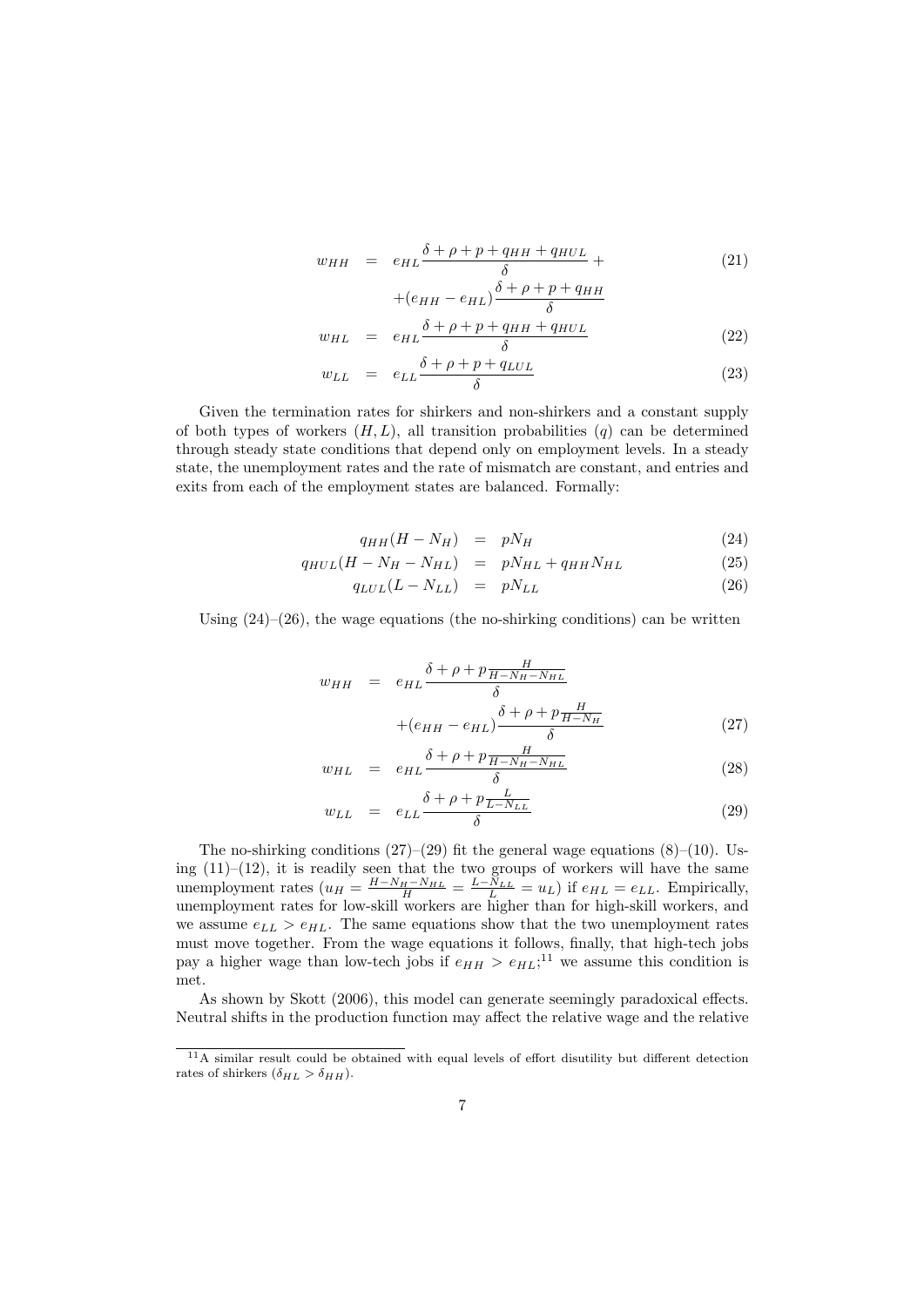$$
\begin{aligned}
w_{HH} &= e_{HL}\frac{\delta+\rho+p+q_{HH}+q_{HUL}}{\delta}+ \\
&\quad +(e_{HH}-e_{HL})\frac{\delta+\rho+p+q_{HH}}{\delta}
\end{aligned} \tag{21}
$$

$$
w_{HL} = e_{HL}\frac{\delta+\rho+p+q_{HH}+q_{HUL}}{\delta} \tag{22}
$$

$$
w_{LL} = e_{LL}\frac{\delta+\rho+p+q_{LUL}}{\delta} \tag{23}
$$

Given the termination rates for shirkers and non-shirkers and a constant supply of both types of workers $(H, L)$, all transition probabilities $(q)$ can be determined through steady state conditions that depend only on employment levels. In a steady state, the unemployment rates and the rate of mismatch are constant, and entries and exits from each of the employment states are balanced. Formally:

$$
q_{HH}(H-N_H) = pN_H \tag{24}
$$

$$
q_{HUL}(H-N_H-N_{HL}) = pN_{HL}+q_{HH}N_{HL} \tag{25}
$$

$$
q_{LUL}(L-N_{LL}) = pN_{LL} \tag{26}
$$

Using (24)–(26), the wage equations (the no-shirking conditions) can be written

$$
\begin{aligned}
w_{HH} &= e_{HL}\frac{\delta+\rho+p\frac{H}{H-N_H-N_{HL}}}{\delta} \\
&\quad +(e_{HH}-e_{HL})\frac{\delta+\rho+p\frac{H}{H-N_H}}{\delta}
\end{aligned} \tag{27}
$$

$$
w_{HL} = e_{HL}\frac{\delta+\rho+p\frac{H}{H-N_H-N_{HL}}}{\delta} \tag{28}
$$

$$
w_{LL} = e_{LL}\frac{\delta+\rho+p\frac{L}{L-N_{LL}}}{\delta} \tag{29}
$$

The no-shirking conditions (27)–(29) fit the general wage equations (8)–(10). Using (11)–(12), it is readily seen that the two groups of workers will have the same unemployment rates ($u_H = \frac{H-N_H-N_{HL}}{H} = \frac{L-N_{LL}}{L} = u_L$) if $e_{HL} = e_{LL}$. Empirically, unemployment rates for low-skill workers are higher than for high-skill workers, and we assume $e_{LL} > e_{HL}$. The same equations show that the two unemployment rates must move together. From the wage equations it follows, finally, that high-tech jobs pay a higher wage than low-tech jobs if $e_{HH} > e_{HL}$;[11] we assume this condition is met.

As shown by Skott (2006), this model can generate seemingly paradoxical effects. Neutral shifts in the production function may affect the relative wage and the relative

[11] A similar result could be obtained with equal levels of effort disutility but different detection rates of shirkers ($\delta_{HL} > \delta_{HH}$).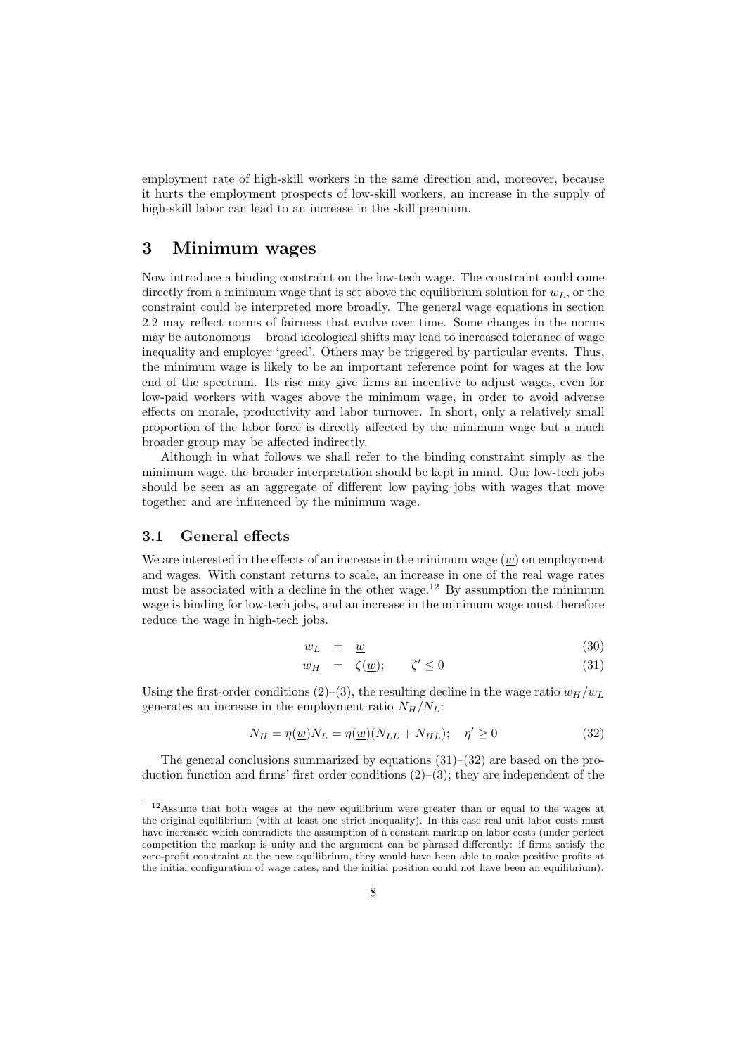employment rate of high-skill workers in the same direction and, moreover, because it hurts the employment prospects of low-skill workers, an increase in the supply of high-skill labor can lead to an increase in the skill premium.

# 3 Minimum wages

Now introduce a binding constraint on the low-tech wage. The constraint could come directly from a minimum wage that is set above the equilibrium solution for $w_L$, or the constraint could be interpreted more broadly. The general wage equations in section 2.2 may reflect norms of fairness that evolve over time. Some changes in the norms may be autonomous —broad ideological shifts may lead to increased tolerance of wage inequality and employer 'greed'. Others may be triggered by particular events. Thus, the minimum wage is likely to be an important reference point for wages at the low end of the spectrum. Its rise may give firms an incentive to adjust wages, even for low-paid workers with wages above the minimum wage, in order to avoid adverse effects on morale, productivity and labor turnover. In short, only a relatively small proportion of the labor force is directly affected by the minimum wage but a much broader group may be affected indirectly.

Although in what follows we shall refer to the binding constraint simply as the minimum wage, the broader interpretation should be kept in mind. Our low-tech jobs should be seen as an aggregate of different low paying jobs with wages that move together and are influenced by the minimum wage.

## 3.1 General effects

We are interested in the effects of an increase in the minimum wage ($\underline{w}$) on employment and wages. With constant returns to scale, an increase in one of the real wage rates must be associated with a decline in the other wage.[12] By assumption the minimum wage is binding for low-tech jobs, and an increase in the minimum wage must therefore reduce the wage in high-tech jobs.

$$w_L = \underline{w} \tag{30}$$

$$w_H = \zeta(\underline{w}); \qquad \zeta' \leq 0 \tag{31}$$

Using the first-order conditions (2)–(3), the resulting decline in the wage ratio $w_H/w_L$ generates an increase in the employment ratio $N_H/N_L$:

$$N_H = \eta(\underline{w})N_L = \eta(\underline{w})(N_{LL} + N_{HL}); \quad \eta' \geq 0 \tag{32}$$

The general conclusions summarized by equations (31)–(32) are based on the production function and firms' first order conditions (2)–(3); they are independent of the

[12] Assume that both wages at the new equilibrium were greater than or equal to the wages at the original equilibrium (with at least one strict inequality). In this case real unit labor costs must have increased which contradicts the assumption of a constant markup on labor costs (under perfect competition the markup is unity and the argument can be phrased differently: if firms satisfy the zero-profit constraint at the new equilibrium, they would have been able to make positive profits at the initial configuration of wage rates, and the initial position could not have been an equilibrium).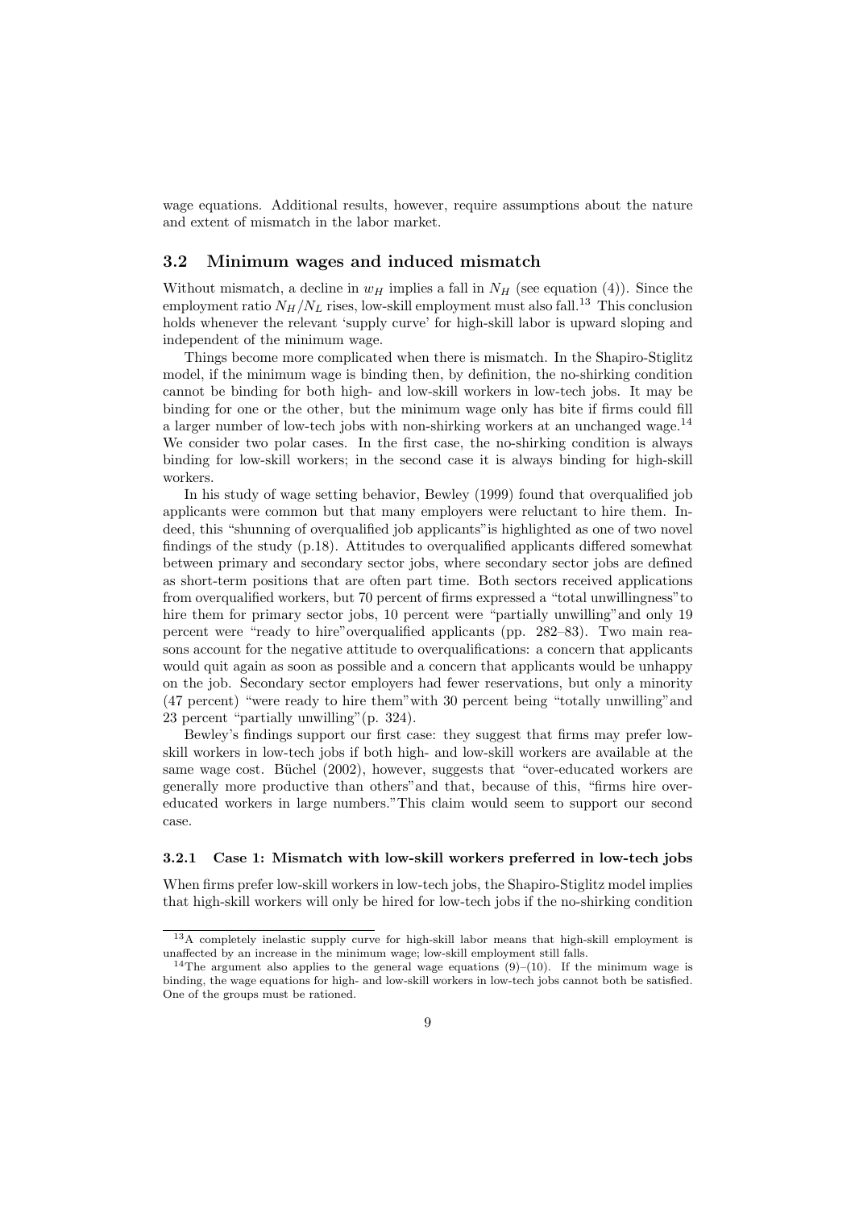wage equations. Additional results, however, require assumptions about the nature and extent of mismatch in the labor market.

## 3.2 Minimum wages and induced mismatch

Without mismatch, a decline in $w_H$ implies a fall in $N_H$ (see equation (4)). Since the employment ratio $N_H/N_L$ rises, low-skill employment must also fall.[13] This conclusion holds whenever the relevant 'supply curve' for high-skill labor is upward sloping and independent of the minimum wage.

Things become more complicated when there is mismatch. In the Shapiro-Stiglitz model, if the minimum wage is binding then, by definition, the no-shirking condition cannot be binding for both high- and low-skill workers in low-tech jobs. It may be binding for one or the other, but the minimum wage only has bite if firms could fill a larger number of low-tech jobs with non-shirking workers at an unchanged wage.[14] We consider two polar cases. In the first case, the no-shirking condition is always binding for low-skill workers; in the second case it is always binding for high-skill workers.

In his study of wage setting behavior, Bewley (1999) found that overqualified job applicants were common but that many employers were reluctant to hire them. Indeed, this "shunning of overqualified job applicants" is highlighted as one of two novel findings of the study (p.18). Attitudes to overqualified applicants differed somewhat between primary and secondary sector jobs, where secondary sector jobs are defined as short-term positions that are often part time. Both sectors received applications from overqualified workers, but 70 percent of firms expressed a "total unwillingness" to hire them for primary sector jobs, 10 percent were "partially unwilling" and only 19 percent were "ready to hire" overqualified applicants (pp. 282–83). Two main reasons account for the negative attitude to overqualifications: a concern that applicants would quit again as soon as possible and a concern that applicants would be unhappy on the job. Secondary sector employers had fewer reservations, but only a minority (47 percent) "were ready to hire them" with 30 percent being "totally unwilling" and 23 percent "partially unwilling" (p. 324).

Bewley's findings support our first case: they suggest that firms may prefer low-skill workers in low-tech jobs if both high- and low-skill workers are available at the same wage cost. Büchel (2002), however, suggests that "over-educated workers are generally more productive than others" and that, because of this, "firms hire over-educated workers in large numbers." This claim would seem to support our second case.

### 3.2.1 Case 1: Mismatch with low-skill workers preferred in low-tech jobs

When firms prefer low-skill workers in low-tech jobs, the Shapiro-Stiglitz model implies that high-skill workers will only be hired for low-tech jobs if the no-shirking condition

[13] A completely inelastic supply curve for high-skill labor means that high-skill employment is unaffected by an increase in the minimum wage; low-skill employment still falls.

[14] The argument also applies to the general wage equations (9)–(10). If the minimum wage is binding, the wage equations for high- and low-skill workers in low-tech jobs cannot both be satisfied. One of the groups must be rationed.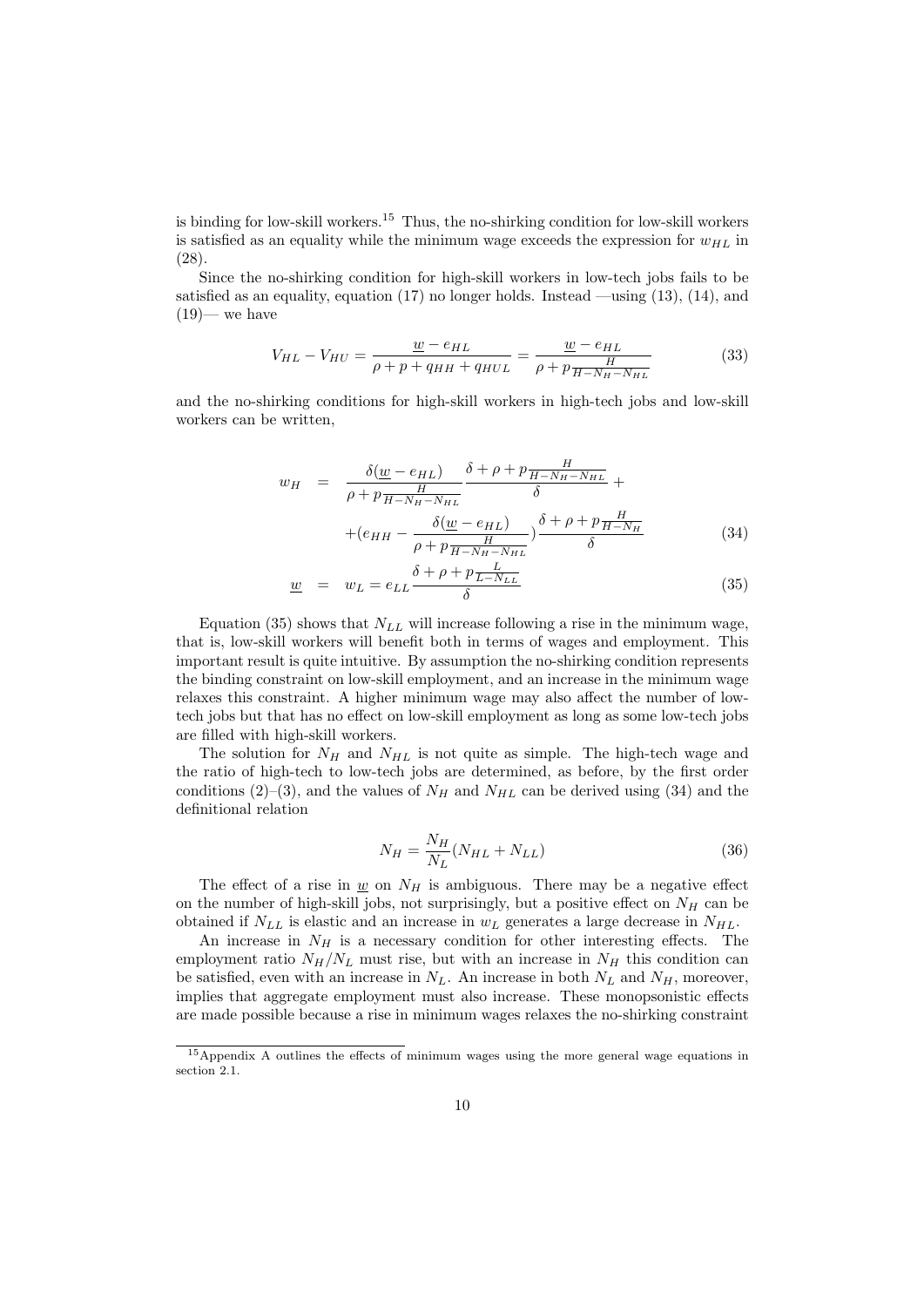is binding for low-skill workers.[15] Thus, the no-shirking condition for low-skill workers is satisfied as an equality while the minimum wage exceeds the expression for $w_{HL}$ in (28).

Since the no-shirking condition for high-skill workers in low-tech jobs fails to be satisfied as an equality, equation (17) no longer holds. Instead —using (13), (14), and (19)— we have

$$V_{HL} - V_{HU} = \frac{\underline{w} - e_{HL}}{\rho + p + q_{HH} + q_{HUL}} = \frac{\underline{w} - e_{HL}}{\rho + p\frac{H}{H - N_H - N_{HL}}} \tag{33}$$

and the no-shirking conditions for high-skill workers in high-tech jobs and low-skill workers can be written,

$$\begin{aligned} w_H &= \frac{\delta(\underline{w} - e_{HL})}{\rho + p\frac{H}{H - N_H - N_{HL}}} \frac{\delta + \rho + p\frac{H}{H - N_H - N_{HL}}}{\delta} + \\ &\quad + (e_{HH} - \frac{\delta(\underline{w} - e_{HL})}{\rho + p\frac{H}{H - N_H - N_{HL}}}) \frac{\delta + \rho + p\frac{H}{H - N_H}}{\delta} \qquad (34) \\ \underline{w} &= w_L = e_{LL}\frac{\delta + \rho + p\frac{L}{L - N_{LL}}}{\delta} \qquad (35) \end{aligned}$$

Equation (35) shows that $N_{LL}$ will increase following a rise in the minimum wage, that is, low-skill workers will benefit both in terms of wages and employment. This important result is quite intuitive. By assumption the no-shirking condition represents the binding constraint on low-skill employment, and an increase in the minimum wage relaxes this constraint. A higher minimum wage may also affect the number of low-tech jobs but that has no effect on low-skill employment as long as some low-tech jobs are filled with high-skill workers.

The solution for $N_H$ and $N_{HL}$ is not quite as simple. The high-tech wage and the ratio of high-tech to low-tech jobs are determined, as before, by the first order conditions (2)–(3), and the values of $N_H$ and $N_{HL}$ can be derived using (34) and the definitional relation

$$N_H = \frac{N_H}{N_L}(N_{HL} + N_{LL}) \tag{36}$$

The effect of a rise in $\underline{w}$ on $N_H$ is ambiguous. There may be a negative effect on the number of high-skill jobs, not surprisingly, but a positive effect on $N_H$ can be obtained if $N_{LL}$ is elastic and an increase in $w_L$ generates a large decrease in $N_{HL}$.

An increase in $N_H$ is a necessary condition for other interesting effects. The employment ratio $N_H/N_L$ must rise, but with an increase in $N_H$ this condition can be satisfied, even with an increase in $N_L$. An increase in both $N_L$ and $N_H$, moreover, implies that aggregate employment must also increase. These monopsonistic effects are made possible because a rise in minimum wages relaxes the no-shirking constraint

[15] Appendix A outlines the effects of minimum wages using the more general wage equations in section 2.1.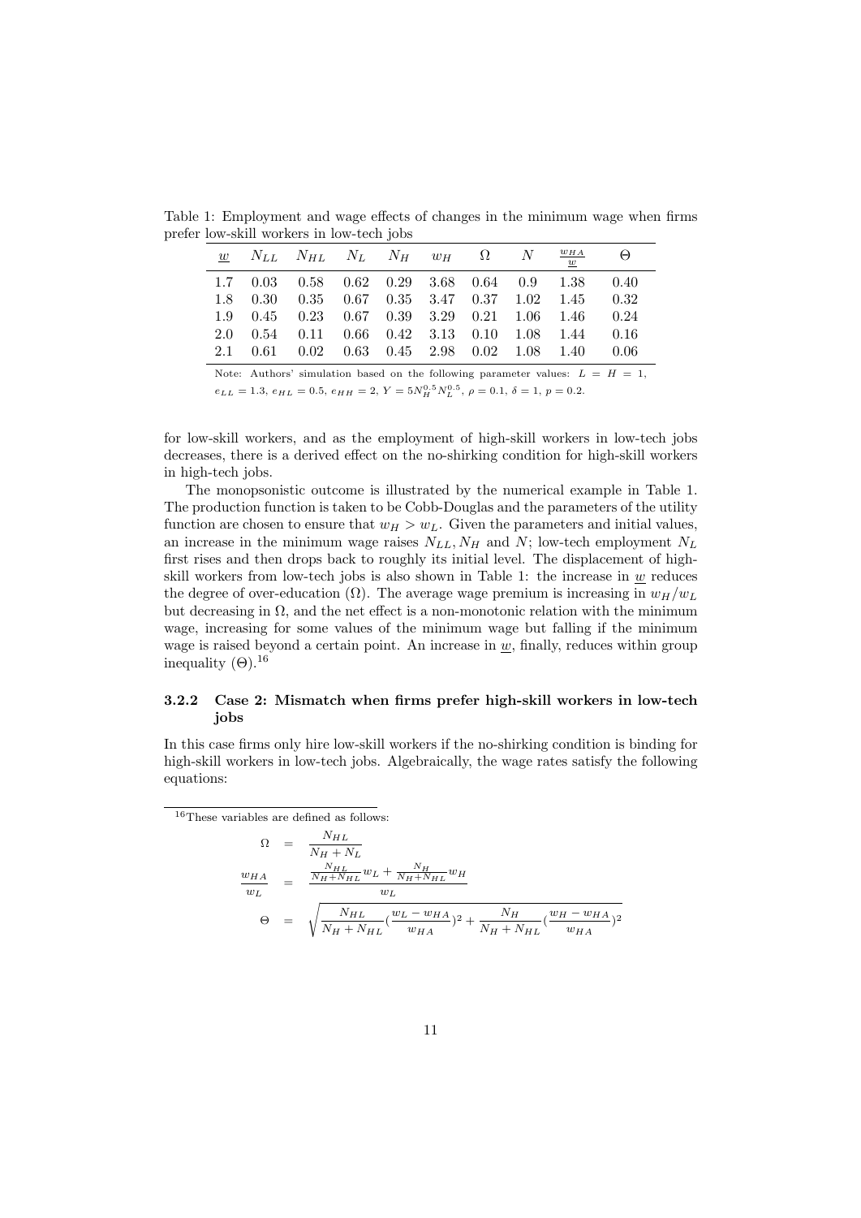Table 1: Employment and wage effects of changes in the minimum wage when firms prefer low-skill workers in low-tech jobs

| $\underline{w}$ | $N_{LL}$ | $N_{HL}$ | $N_L$ | $N_H$ | $w_H$ | $\Omega$ | $N$ | $\frac{w_{HA}}{\underline{w}}$ | $\Theta$ |
|---|---|---|---|---|---|---|---|---|---|
| 1.7 | 0.03 | 0.58 | 0.62 | 0.29 | 3.68 | 0.64 | 0.9 | 1.38 | 0.40 |
| 1.8 | 0.30 | 0.35 | 0.67 | 0.35 | 3.47 | 0.37 | 1.02 | 1.45 | 0.32 |
| 1.9 | 0.45 | 0.23 | 0.67 | 0.39 | 3.29 | 0.21 | 1.06 | 1.46 | 0.24 |
| 2.0 | 0.54 | 0.11 | 0.66 | 0.42 | 3.13 | 0.10 | 1.08 | 1.44 | 0.16 |
| 2.1 | 0.61 | 0.02 | 0.63 | 0.45 | 2.98 | 0.02 | 1.08 | 1.40 | 0.06 |

Note: Authors' simulation based on the following parameter values: $L = H = 1$, $e_{LL} = 1.3$, $e_{HL} = 0.5$, $e_{HH} = 2$, $Y = 5N_H^{0.5}N_L^{0.5}$, $\rho = 0.1$, $\delta = 1$, $p = 0.2$.

for low-skill workers, and as the employment of high-skill workers in low-tech jobs decreases, there is a derived effect on the no-shirking condition for high-skill workers in high-tech jobs.

The monopsonistic outcome is illustrated by the numerical example in Table 1. The production function is taken to be Cobb-Douglas and the parameters of the utility function are chosen to ensure that $w_H > w_L$. Given the parameters and initial values, an increase in the minimum wage raises $N_{LL}, N_H$ and $N$; low-tech employment $N_L$ first rises and then drops back to roughly its initial level. The displacement of high-skill workers from low-tech jobs is also shown in Table 1: the increase in $\underline{w}$ reduces the degree of over-education ($\Omega$). The average wage premium is increasing in $w_H/w_L$ but decreasing in $\Omega$, and the net effect is a non-monotonic relation with the minimum wage, increasing for some values of the minimum wage but falling if the minimum wage is raised beyond a certain point. An increase in $\underline{w}$, finally, reduces within group inequality ($\Theta$).[16]

### 3.2.2 Case 2: Mismatch when firms prefer high-skill workers in low-tech jobs

In this case firms only hire low-skill workers if the no-shirking condition is binding for high-skill workers in low-tech jobs. Algebraically, the wage rates satisfy the following equations:

[16] These variables are defined as follows:

$$\Omega = \frac{N_{HL}}{N_H + N_L}$$

$$\frac{w_{HA}}{w_L} = \frac{\frac{N_{HL}}{N_H+N_{HL}}w_L + \frac{N_H}{N_H+N_{HL}}w_H}{w_L}$$

$$\Theta = \sqrt{\frac{N_{HL}}{N_H + N_{HL}}(\frac{w_L - w_{HA}}{w_{HA}})^2 + \frac{N_H}{N_H + N_{HL}}(\frac{w_H - w_{HA}}{w_{HA}})^2}$$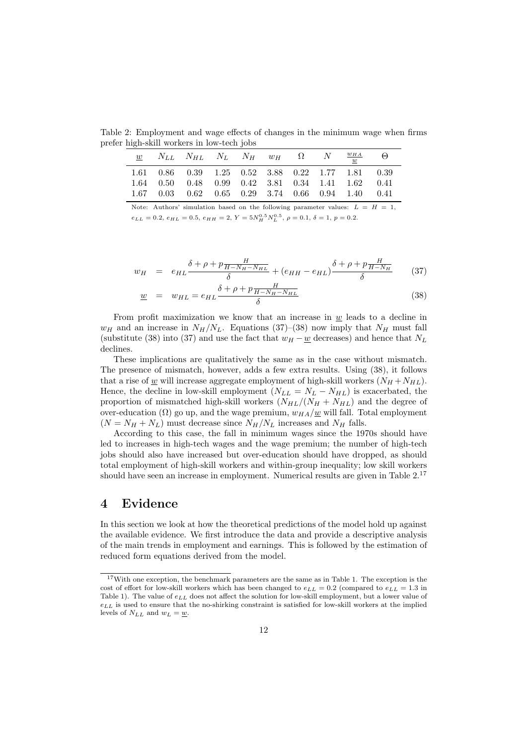Table 2: Employment and wage effects of changes in the minimum wage when firms prefer high-skill workers in low-tech jobs

| $\underline{w}$ | $N_{LL}$ | $N_{HL}$ | $N_L$ | $N_H$ | $w_H$ | $\Omega$ | $N$ | $\frac{w_{HA}}{\underline{w}}$ | $\Theta$ |
|---|---|---|---|---|---|---|---|---|---|
| 1.61 | 0.86 | 0.39 | 1.25 | 0.52 | 3.88 | 0.22 | 1.77 | 1.81 | 0.39 |
| 1.64 | 0.50 | 0.48 | 0.99 | 0.42 | 3.81 | 0.34 | 1.41 | 1.62 | 0.41 |
| 1.67 | 0.03 | 0.62 | 0.65 | 0.29 | 3.74 | 0.66 | 0.94 | 1.40 | 0.41 |

Note: Authors' simulation based on the following parameter values: $L = H = 1$, $e_{LL} = 0.2$, $e_{HL} = 0.5$, $e_{HH} = 2$, $Y = 5N_H^{0.5}N_L^{0.5}$, $\rho = 0.1$, $\delta = 1$, $p = 0.2$.

$$w_H = e_{HL}\frac{\delta + \rho + p\frac{H}{H - N_H - N_{HL}}}{\delta} + (e_{HH} - e_{HL})\frac{\delta + \rho + p\frac{H}{H - N_H}}{\delta} \tag{37}$$

$$\underline{w} = w_{HL} = e_{HL}\frac{\delta + \rho + p\frac{H}{H - N_H - N_{HL}}}{\delta} \tag{38}$$

From profit maximization we know that an increase in $\underline{w}$ leads to a decline in $w_H$ and an increase in $N_H/N_L$. Equations (37)–(38) now imply that $N_H$ must fall (substitute (38) into (37) and use the fact that $w_H - \underline{w}$ decreases) and hence that $N_L$ declines.

These implications are qualitatively the same as in the case without mismatch. The presence of mismatch, however, adds a few extra results. Using (38), it follows that a rise of $\underline{w}$ will increase aggregate employment of high-skill workers ($N_H + N_{HL}$). Hence, the decline in low-skill employment ($N_{LL} = N_L - N_{HL}$) is exacerbated, the proportion of mismatched high-skill workers ($N_{HL}/(N_H + N_{HL})$ and the degree of over-education ($\Omega$) go up, and the wage premium, $w_{HA}/\underline{w}$ will fall. Total employment ($N = N_H + N_L$) must decrease since $N_H/N_L$ increases and $N_H$ falls.

According to this case, the fall in minimum wages since the 1970s should have led to increases in high-tech wages and the wage premium; the number of high-tech jobs should also have increased but over-education should have dropped, as should total employment of high-skill workers and within-group inequality; low skill workers should have seen an increase in employment. Numerical results are given in Table 2.[17]

# 4 Evidence

In this section we look at how the theoretical predictions of the model hold up against the available evidence. We first introduce the data and provide a descriptive analysis of the main trends in employment and earnings. This is followed by the estimation of reduced form equations derived from the model.

[17] With one exception, the benchmark parameters are the same as in Table 1. The exception is the cost of effort for low-skill workers which has been changed to $e_{LL} = 0.2$ (compared to $e_{LL} = 1.3$ in Table 1). The value of $e_{LL}$ does not affect the solution for low-skill employment, but a lower value of $e_{LL}$ is used to ensure that the no-shirking constraint is satisfied for low-skill workers at the implied levels of $N_{LL}$ and $w_L = \underline{w}$.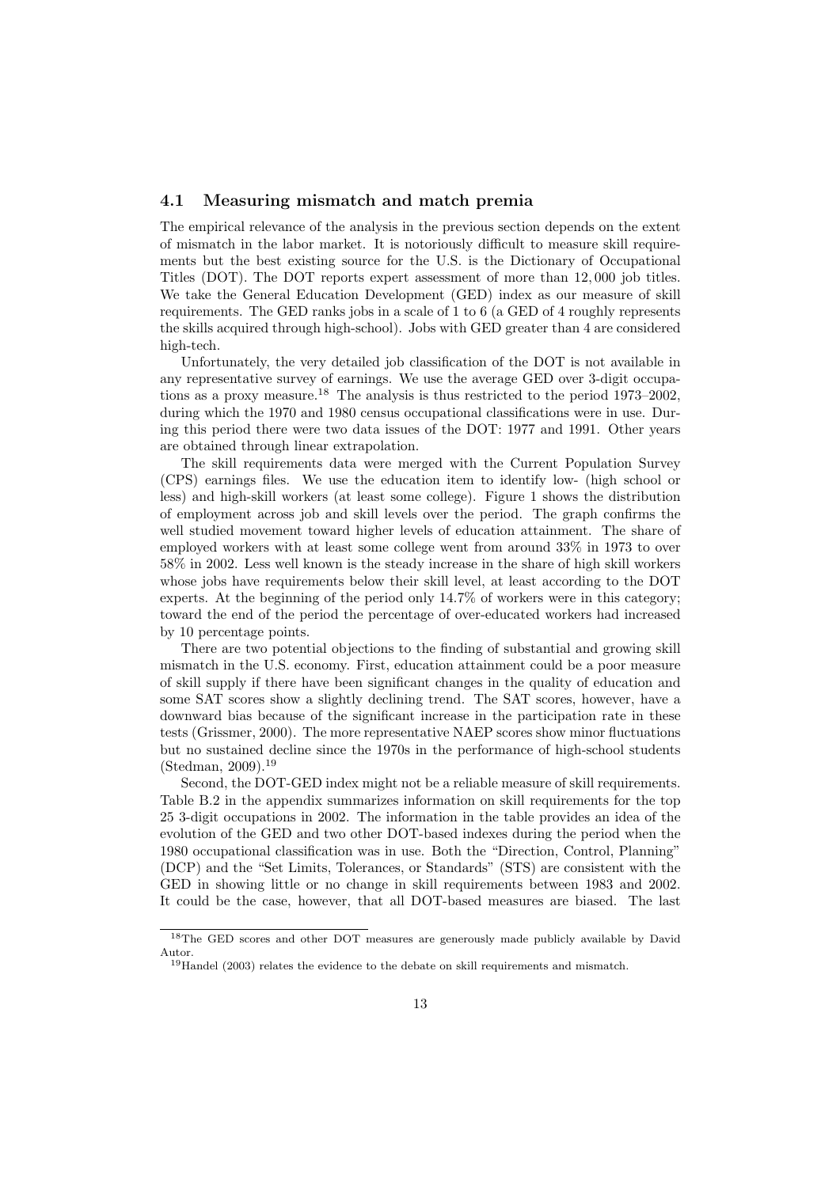### 4.1 Measuring mismatch and match premia

The empirical relevance of the analysis in the previous section depends on the extent of mismatch in the labor market. It is notoriously difficult to measure skill requirements but the best existing source for the U.S. is the Dictionary of Occupational Titles (DOT). The DOT reports expert assessment of more than 12,000 job titles. We take the General Education Development (GED) index as our measure of skill requirements. The GED ranks jobs in a scale of 1 to 6 (a GED of 4 roughly represents the skills acquired through high-school). Jobs with GED greater than 4 are considered high-tech.

Unfortunately, the very detailed job classification of the DOT is not available in any representative survey of earnings. We use the average GED over 3-digit occupations as a proxy measure.[18] The analysis is thus restricted to the period 1973–2002, during which the 1970 and 1980 census occupational classifications were in use. During this period there were two data issues of the DOT: 1977 and 1991. Other years are obtained through linear extrapolation.

The skill requirements data were merged with the Current Population Survey (CPS) earnings files. We use the education item to identify low- (high school or less) and high-skill workers (at least some college). Figure 1 shows the distribution of employment across job and skill levels over the period. The graph confirms the well studied movement toward higher levels of education attainment. The share of employed workers with at least some college went from around 33% in 1973 to over 58% in 2002. Less well known is the steady increase in the share of high skill workers whose jobs have requirements below their skill level, at least according to the DOT experts. At the beginning of the period only 14.7% of workers were in this category; toward the end of the period the percentage of over-educated workers had increased by 10 percentage points.

There are two potential objections to the finding of substantial and growing skill mismatch in the U.S. economy. First, education attainment could be a poor measure of skill supply if there have been significant changes in the quality of education and some SAT scores show a slightly declining trend. The SAT scores, however, have a downward bias because of the significant increase in the participation rate in these tests (Grissmer, 2000). The more representative NAEP scores show minor fluctuations but no sustained decline since the 1970s in the performance of high-school students (Stedman, 2009).[19]

Second, the DOT-GED index might not be a reliable measure of skill requirements. Table B.2 in the appendix summarizes information on skill requirements for the top 25 3-digit occupations in 2002. The information in the table provides an idea of the evolution of the GED and two other DOT-based indexes during the period when the 1980 occupational classification was in use. Both the "Direction, Control, Planning" (DCP) and the "Set Limits, Tolerances, or Standards" (STS) are consistent with the GED in showing little or no change in skill requirements between 1983 and 2002. It could be the case, however, that all DOT-based measures are biased. The last

[18] The GED scores and other DOT measures are generously made publicly available by David Autor.

[19] Handel (2003) relates the evidence to the debate on skill requirements and mismatch.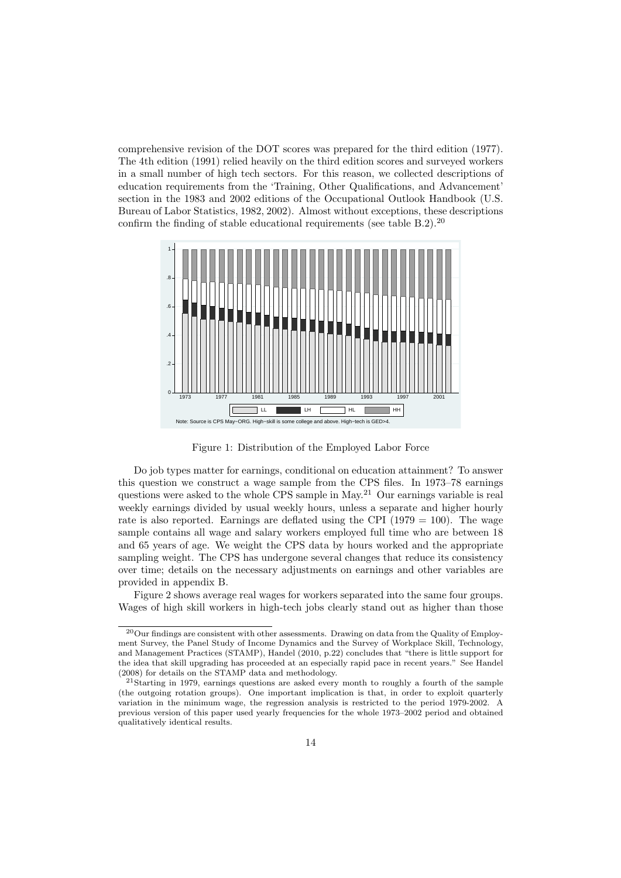comprehensive revision of the DOT scores was prepared for the third edition (1977). The 4th edition (1991) relied heavily on the third edition scores and surveyed workers in a small number of high tech sectors. For this reason, we collected descriptions of education requirements from the 'Training, Other Qualifications, and Advancement' section in the 1983 and 2002 editions of the Occupational Outlook Handbook (U.S. Bureau of Labor Statistics, 1982, 2002). Almost without exceptions, these descriptions confirm the finding of stable educational requirements (see table B.2).[20]

Figure 1: Distribution of the Employed Labor Force

Do job types matter for earnings, conditional on education attainment? To answer this question we construct a wage sample from the CPS files. In 1973–78 earnings questions were asked to the whole CPS sample in May.[21] Our earnings variable is real weekly earnings divided by usual weekly hours, unless a separate and higher hourly rate is also reported. Earnings are deflated using the CPI (1979 = 100). The wage sample contains all wage and salary workers employed full time who are between 18 and 65 years of age. We weight the CPS data by hours worked and the appropriate sampling weight. The CPS has undergone several changes that reduce its consistency over time; details on the necessary adjustments on earnings and other variables are provided in appendix B.

Figure 2 shows average real wages for workers separated into the same four groups. Wages of high skill workers in high-tech jobs clearly stand out as higher than those

[20] Our findings are consistent with other assessments. Drawing on data from the Quality of Employment Survey, the Panel Study of Income Dynamics and the Survey of Workplace Skill, Technology, and Management Practices (STAMP), Handel (2010, p.22) concludes that "there is little support for the idea that skill upgrading has proceeded at an especially rapid pace in recent years." See Handel (2008) for details on the STAMP data and methodology.

[21] Starting in 1979, earnings questions are asked every month to roughly a fourth of the sample (the outgoing rotation groups). One important implication is that, in order to exploit quarterly variation in the minimum wage, the regression analysis is restricted to the period 1979-2002. A previous version of this paper used yearly frequencies for the whole 1973–2002 period and obtained qualitatively identical results.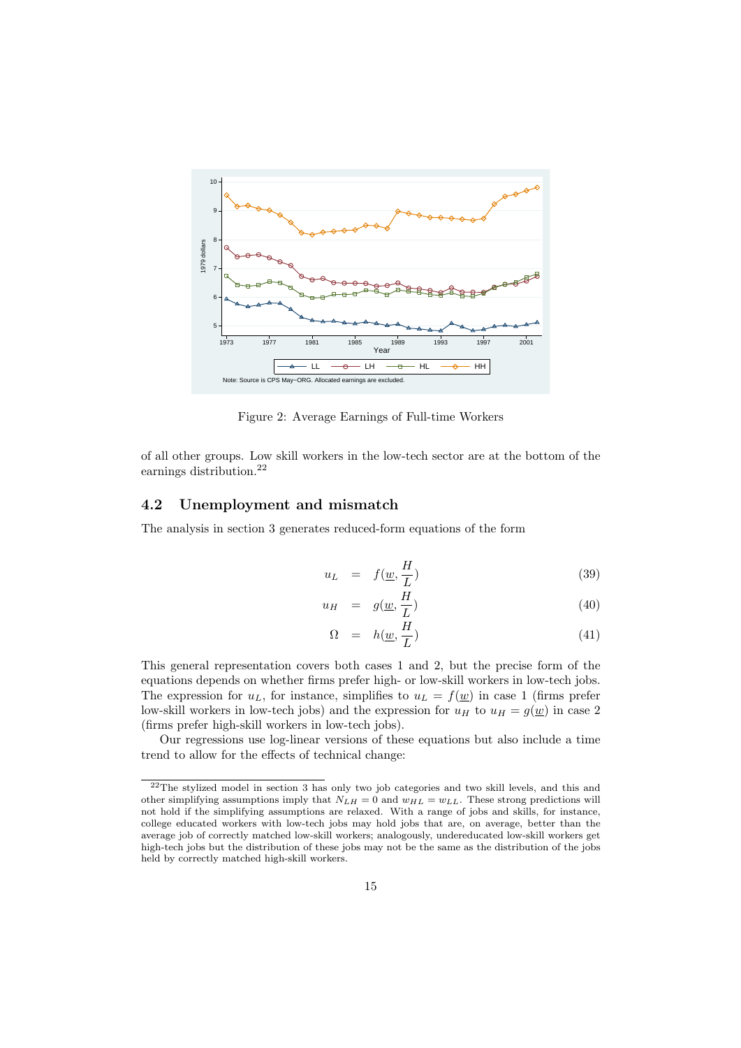Figure 2: Average Earnings of Full-time Workers

of all other groups. Low skill workers in the low-tech sector are at the bottom of the earnings distribution.[22]

## 4.2 Unemployment and mismatch

The analysis in section 3 generates reduced-form equations of the form

$$u_L = f(\underline{w}, \frac{H}{L}) \tag{39}$$

$$u_H = g(\underline{w}, \frac{H}{L}) \tag{40}$$

$$\Omega = h(\underline{w}, \frac{H}{L}) \tag{41}$$

This general representation covers both cases 1 and 2, but the precise form of the equations depends on whether firms prefer high- or low-skill workers in low-tech jobs. The expression for $u_L$, for instance, simplifies to $u_L = f(\underline{w})$ in case 1 (firms prefer low-skill workers in low-tech jobs) and the expression for $u_H$ to $u_H = g(\underline{w})$ in case 2 (firms prefer high-skill workers in low-tech jobs).

Our regressions use log-linear versions of these equations but also include a time trend to allow for the effects of technical change:

[22] The stylized model in section 3 has only two job categories and two skill levels, and this and other simplifying assumptions imply that $N_{LH} = 0$ and $w_{HL} = w_{LL}$. These strong predictions will not hold if the simplifying assumptions are relaxed. With a range of jobs and skills, for instance, college educated workers with low-tech jobs may hold jobs that are, on average, better than the average job of correctly matched low-skill workers; analogously, undereducated low-skill workers get high-tech jobs but the distribution of these jobs may not be the same as the distribution of the jobs held by correctly matched high-skill workers.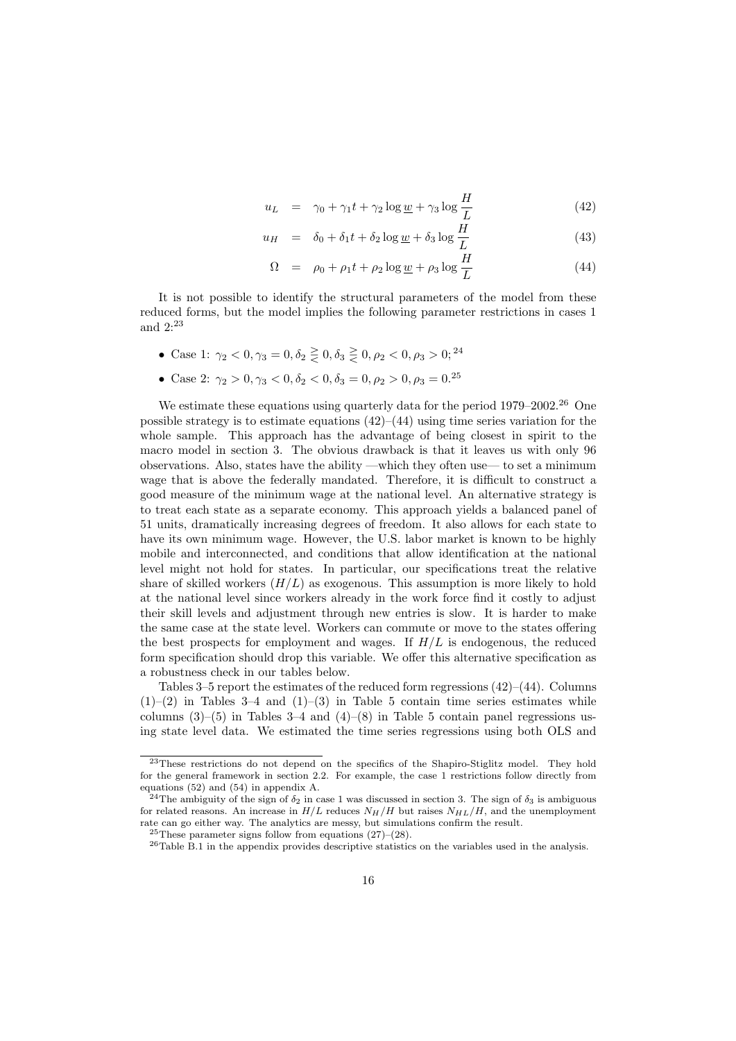$$u_L = \gamma_0 + \gamma_1 t + \gamma_2 \log \underline{w} + \gamma_3 \log \frac{H}{L} \tag{42}$$

$$u_H = \delta_0 + \delta_1 t + \delta_2 \log \underline{w} + \delta_3 \log \frac{H}{L} \tag{43}$$

$$\Omega = \rho_0 + \rho_1 t + \rho_2 \log \underline{w} + \rho_3 \log \frac{H}{L} \tag{44}$$

It is not possible to identify the structural parameters of the model from these reduced forms, but the model implies the following parameter restrictions in cases 1 and 2:[23]

- Case 1: $\gamma_2 < 0, \gamma_3 = 0, \delta_2 \gtreqless 0, \delta_3 \gtreqless 0, \rho_2 < 0, \rho_3 > 0;$[24]
- Case 2: $\gamma_2 > 0, \gamma_3 < 0, \delta_2 < 0, \delta_3 = 0, \rho_2 > 0, \rho_3 = 0.$[25]

We estimate these equations using quarterly data for the period 1979–2002.[26] One possible strategy is to estimate equations (42)–(44) using time series variation for the whole sample. This approach has the advantage of being closest in spirit to the macro model in section 3. The obvious drawback is that it leaves us with only 96 observations. Also, states have the ability —which they often use— to set a minimum wage that is above the federally mandated. Therefore, it is difficult to construct a good measure of the minimum wage at the national level. An alternative strategy is to treat each state as a separate economy. This approach yields a balanced panel of 51 units, dramatically increasing degrees of freedom. It also allows for each state to have its own minimum wage. However, the U.S. labor market is known to be highly mobile and interconnected, and conditions that allow identification at the national level might not hold for states. In particular, our specifications treat the relative share of skilled workers ($H/L$) as exogenous. This assumption is more likely to hold at the national level since workers already in the work force find it costly to adjust their skill levels and adjustment through new entries is slow. It is harder to make the same case at the state level. Workers can commute or move to the states offering the best prospects for employment and wages. If $H/L$ is endogenous, the reduced form specification should drop this variable. We offer this alternative specification as a robustness check in our tables below.

Tables 3–5 report the estimates of the reduced form regressions (42)–(44). Columns (1)–(2) in Tables 3–4 and (1)–(3) in Table 5 contain time series estimates while columns (3)–(5) in Tables 3–4 and (4)–(8) in Table 5 contain panel regressions using state level data. We estimated the time series regressions using both OLS and

---

[23]These restrictions do not depend on the specifics of the Shapiro-Stiglitz model. They hold for the general framework in section 2.2. For example, the case 1 restrictions follow directly from equations (52) and (54) in appendix A.

[24]The ambiguity of the sign of $\delta_2$ in case 1 was discussed in section 3. The sign of $\delta_3$ is ambiguous for related reasons. An increase in $H/L$ reduces $N_H/H$ but raises $N_{HL}/H$, and the unemployment rate can go either way. The analytics are messy, but simulations confirm the result.

[25]These parameter signs follow from equations (27)–(28).

[26]Table B.1 in the appendix provides descriptive statistics on the variables used in the analysis.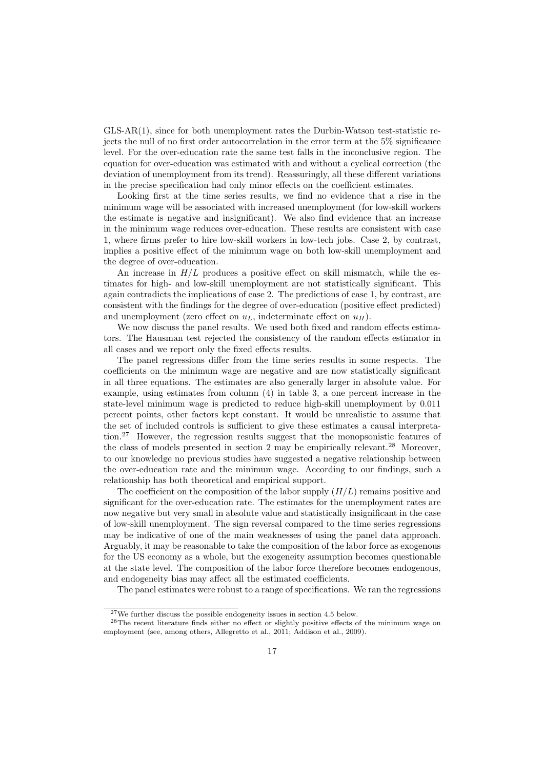GLS-AR(1), since for both unemployment rates the Durbin-Watson test-statistic rejects the null of no first order autocorrelation in the error term at the 5% significance level. For the over-education rate the same test falls in the inconclusive region. The equation for over-education was estimated with and without a cyclical correction (the deviation of unemployment from its trend). Reassuringly, all these different variations in the precise specification had only minor effects on the coefficient estimates.

Looking first at the time series results, we find no evidence that a rise in the minimum wage will be associated with increased unemployment (for low-skill workers the estimate is negative and insignificant). We also find evidence that an increase in the minimum wage reduces over-education. These results are consistent with case 1, where firms prefer to hire low-skill workers in low-tech jobs. Case 2, by contrast, implies a positive effect of the minimum wage on both low-skill unemployment and the degree of over-education.

An increase in $H/L$ produces a positive effect on skill mismatch, while the estimates for high- and low-skill unemployment are not statistically significant. This again contradicts the implications of case 2. The predictions of case 1, by contrast, are consistent with the findings for the degree of over-education (positive effect predicted) and unemployment (zero effect on $u_L$, indeterminate effect on $u_H$).

We now discuss the panel results. We used both fixed and random effects estimators. The Hausman test rejected the consistency of the random effects estimator in all cases and we report only the fixed effects results.

The panel regressions differ from the time series results in some respects. The coefficients on the minimum wage are negative and are now statistically significant in all three equations. The estimates are also generally larger in absolute value. For example, using estimates from column (4) in table 3, a one percent increase in the state-level minimum wage is predicted to reduce high-skill unemployment by 0.011 percent points, other factors kept constant. It would be unrealistic to assume that the set of included controls is sufficient to give these estimates a causal interpretation.[27] However, the regression results suggest that the monopsonistic features of the class of models presented in section 2 may be empirically relevant.[28] Moreover, to our knowledge no previous studies have suggested a negative relationship between the over-education rate and the minimum wage. According to our findings, such a relationship has both theoretical and empirical support.

The coefficient on the composition of the labor supply ($H/L$) remains positive and significant for the over-education rate. The estimates for the unemployment rates are now negative but very small in absolute value and statistically insignificant in the case of low-skill unemployment. The sign reversal compared to the time series regressions may be indicative of one of the main weaknesses of using the panel data approach. Arguably, it may be reasonable to take the composition of the labor force as exogenous for the US economy as a whole, but the exogeneity assumption becomes questionable at the state level. The composition of the labor force therefore becomes endogenous, and endogeneity bias may affect all the estimated coefficients.

The panel estimates were robust to a range of specifications. We ran the regressions

[27] We further discuss the possible endogeneity issues in section 4.5 below.

[28] The recent literature finds either no effect or slightly positive effects of the minimum wage on employment (see, among others, Allegretto et al., 2011; Addison et al., 2009).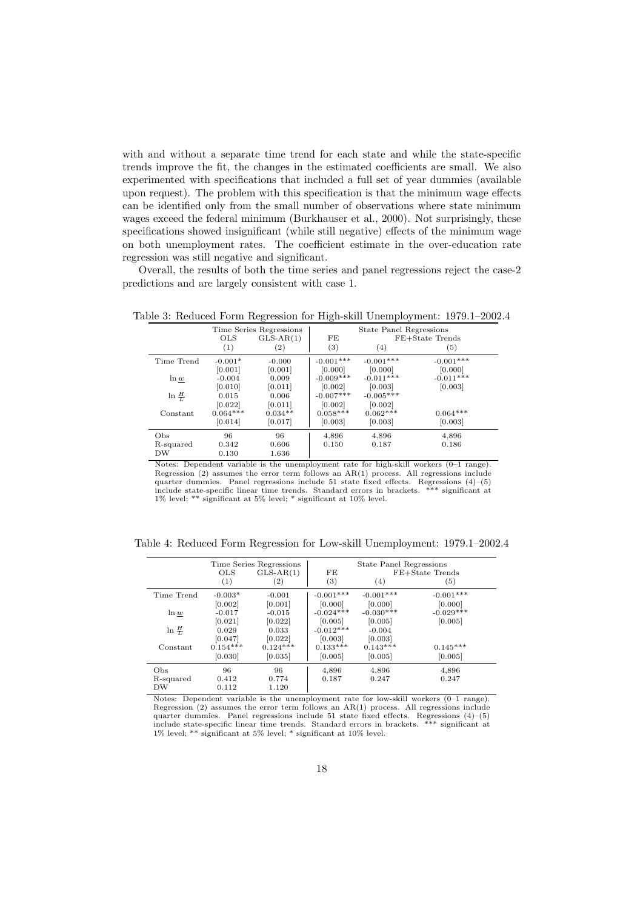with and without a separate time trend for each state and while the state-specific trends improve the fit, the changes in the estimated coefficients are small. We also experimented with specifications that included a full set of year dummies (available upon request). The problem with this specification is that the minimum wage effects can be identified only from the small number of observations where state minimum wages exceed the federal minimum (Burkhauser et al., 2000). Not surprisingly, these specifications showed insignificant (while still negative) effects of the minimum wage on both unemployment rates. The coefficient estimate in the over-education rate regression was still negative and significant.

Overall, the results of both the time series and panel regressions reject the case-2 predictions and are largely consistent with case 1.

Table 3: Reduced Form Regression for High-skill Unemployment: 1979.1–2002.4

| | Time Series Regressions | | State Panel Regressions | | |
|---|---|---|---|---|---|
| | OLS | GLS-AR(1) | FE | FE+State Trends | |
| | (1) | (2) | (3) | (4) | (5) |
| Time Trend | -0.001* | -0.000 | -0.001*** | -0.001*** | -0.001*** |
| | [0.001] | [0.001] | [0.000] | [0.000] | [0.000] |
| $\ln \underline{w}$ | -0.004 | 0.009 | -0.009*** | -0.011*** | -0.011*** |
| | [0.010] | [0.011] | [0.002] | [0.003] | [0.003] |
| $\ln \frac{H}{L}$ | 0.015 | 0.006 | -0.007*** | -0.005*** | |
| | [0.022] | [0.011] | [0.002] | [0.002] | |
| Constant | 0.064*** | 0.034** | 0.058*** | 0.062*** | 0.064*** |
| | [0.014] | [0.017] | [0.003] | [0.003] | [0.003] |
| Obs | 96 | 96 | 4,896 | 4,896 | 4,896 |
| R-squared | 0.342 | 0.606 | 0.150 | 0.187 | 0.186 |
| DW | 0.130 | 1.636 | | | |

Notes: Dependent variable is the unemployment rate for high-skill workers (0–1 range). Regression (2) assumes the error term follows an AR(1) process. All regressions include quarter dummies. Panel regressions include 51 state fixed effects. Regressions (4)–(5) include state-specific linear time trends. Standard errors in brackets. *** significant at 1% level; ** significant at 5% level; * significant at 10% level.

Table 4: Reduced Form Regression for Low-skill Unemployment: 1979.1–2002.4

| | Time Series Regressions | | State Panel Regressions | | |
|---|---|---|---|---|---|
| | OLS | GLS-AR(1) | FE | FE+State Trends | |
| | (1) | (2) | (3) | (4) | (5) |
| Time Trend | -0.003* | -0.001 | -0.001*** | -0.001*** | -0.001*** |
| | [0.002] | [0.001] | [0.000] | [0.000] | [0.000] |
| $\ln \underline{w}$ | -0.017 | -0.015 | -0.024*** | -0.030*** | -0.029*** |
| | [0.021] | [0.022] | [0.005] | [0.005] | [0.005] |
| $\ln \frac{H}{L}$ | 0.029 | 0.033 | -0.012*** | -0.004 | |
| | [0.047] | [0.022] | [0.003] | [0.003] | |
| Constant | 0.154*** | 0.124*** | 0.133*** | 0.143*** | 0.145*** |
| | [0.030] | [0.035] | [0.005] | [0.005] | [0.005] |
| Obs | 96 | 96 | 4,896 | 4,896 | 4,896 |
| R-squared | 0.412 | 0.774 | 0.187 | 0.247 | 0.247 |
| DW | 0.112 | 1.120 | | | |

Notes: Dependent variable is the unemployment rate for low-skill workers (0–1 range). Regression (2) assumes the error term follows an AR(1) process. All regressions include quarter dummies. Panel regressions include 51 state fixed effects. Regressions (4)–(5) include state-specific linear time trends. Standard errors in brackets. *** significant at 1% level; ** significant at 5% level; * significant at 10% level.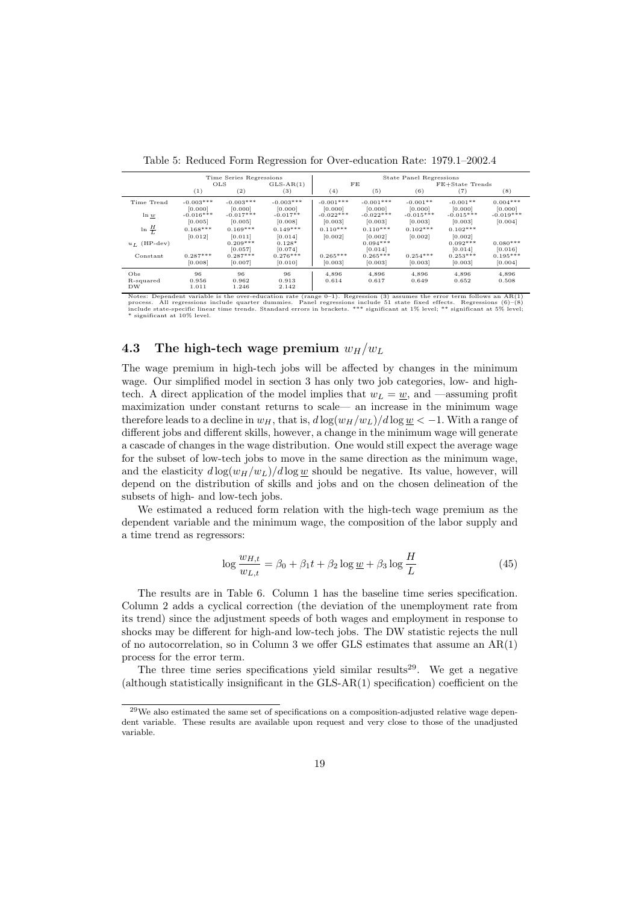Table 5: Reduced Form Regression for Over-education Rate: 1979.1–2002.4

| | Time Series Regressions | | | State Panel Regressions | | | | |
|---|---|---|---|---|---|---|---|---|
| | OLS | | GLS-AR(1) | FE | | FE+State Trends | | |
| | (1) | (2) | (3) | (4) | (5) | (6) | (7) | (8) |
| Time Trend | -0.003*** | -0.003*** | -0.003*** | -0.001*** | -0.001*** | -0.001** | -0.001** | 0.004*** |
| | [0.000] | [0.000] | [0.000] | [0.000] | [0.000] | [0.000] | [0.000] | [0.000] |
| $\ln \underline{w}$ | -0.016*** | -0.017*** | -0.017** | -0.022*** | -0.022*** | -0.015*** | -0.015*** | -0.019*** |
| | [0.005] | [0.005] | [0.008] | [0.003] | [0.003] | [0.003] | [0.003] | [0.004] |
| $\ln \frac{H}{L}$ | 0.168*** | 0.169*** | 0.149*** | 0.110*** | 0.110*** | 0.102*** | 0.102*** | |
| | [0.012] | [0.011] | [0.014] | [0.002] | [0.002] | [0.002] | [0.002] | |
| $u_L$ (HP-dev) | | 0.209*** | 0.128* | | 0.094*** | | 0.092*** | 0.080*** |
| | | [0.057] | [0.074] | | [0.014] | | [0.014] | [0.016] |
| Constant | 0.287*** | 0.287*** | 0.276*** | 0.265*** | 0.265*** | 0.254*** | 0.253*** | 0.195*** |
| | [0.008] | [0.007] | [0.010] | [0.003] | [0.003] | [0.003] | [0.003] | [0.004] |
| Obs | 96 | 96 | 96 | 4,896 | 4,896 | 4,896 | 4,896 | 4,896 |
| R-squared | 0.956 | 0.962 | 0.913 | 0.614 | 0.617 | 0.649 | 0.652 | 0.508 |
| DW | 1.011 | 1.246 | 2.142 | | | | | |

Notes: Dependent variable is the over-education rate (range 0–1). Regression (3) assumes the error term follows an AR(1) process. All regressions include quarter dummies. Panel regressions include 51 state fixed effects. Regressions (6)–(8) include state-specific linear time trends. Standard errors in brackets. *** significant at 1% level; ** significant at 5% level; * significant at 10% level.

### 4.3 The high-tech wage premium $w_H/w_L$

The wage premium in high-tech jobs will be affected by changes in the minimum wage. Our simplified model in section 3 has only two job categories, low- and high-tech. A direct application of the model implies that $w_L = \underline{w}$, and —assuming profit maximization under constant returns to scale— an increase in the minimum wage therefore leads to a decline in $w_H$, that is, $d\log(w_H/w_L)/d\log \underline{w} < -1$. With a range of different jobs and different skills, however, a change in the minimum wage will generate a cascade of changes in the wage distribution. One would still expect the average wage for the subset of low-tech jobs to move in the same direction as the minimum wage, and the elasticity $d\log(w_H/w_L)/d\log \underline{w}$ should be negative. Its value, however, will depend on the distribution of skills and jobs and on the chosen delineation of the subsets of high- and low-tech jobs.

We estimated a reduced form relation with the high-tech wage premium as the dependent variable and the minimum wage, the composition of the labor supply and a time trend as regressors:

$$\log \frac{w_{H,t}}{w_{L,t}} = \beta_0 + \beta_1 t + \beta_2 \log \underline{w} + \beta_3 \log \frac{H}{L} \tag{45}$$

The results are in Table 6. Column 1 has the baseline time series specification. Column 2 adds a cyclical correction (the deviation of the unemployment rate from its trend) since the adjustment speeds of both wages and employment in response to shocks may be different for high-and low-tech jobs. The DW statistic rejects the null of no autocorrelation, so in Column 3 we offer GLS estimates that assume an AR(1) process for the error term.

The three time series specifications yield similar results[29]. We get a negative (although statistically insignificant in the GLS-AR(1) specification) coefficient on the

[29] We also estimated the same set of specifications on a composition-adjusted relative wage dependent variable. These results are available upon request and very close to those of the unadjusted variable.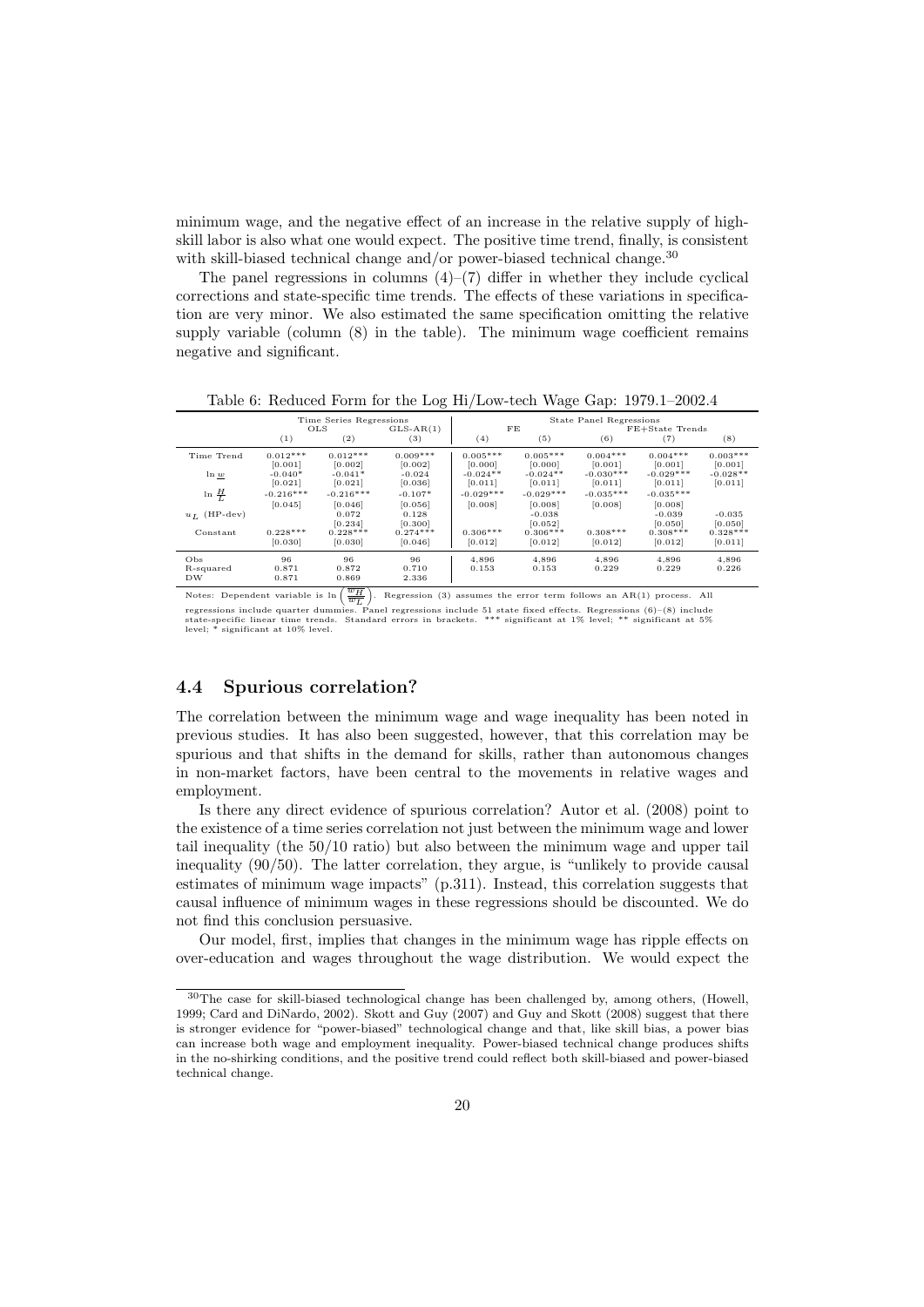minimum wage, and the negative effect of an increase in the relative supply of high-skill labor is also what one would expect. The positive time trend, finally, is consistent with skill-biased technical change and/or power-biased technical change.[30]

The panel regressions in columns (4)–(7) differ in whether they include cyclical corrections and state-specific time trends. The effects of these variations in specification are very minor. We also estimated the same specification omitting the relative supply variable (column (8) in the table). The minimum wage coefficient remains negative and significant.

Table 6: Reduced Form for the Log Hi/Low-tech Wage Gap: 1979.1–2002.4

| | Time Series Regressions | | | State Panel Regressions | | | | |
|---|---|---|---|---|---|---|---|---|
| | OLS | | GLS-AR(1) | FE | | FE+State Trends | | |
| | (1) | (2) | (3) | (4) | (5) | (6) | (7) | (8) |
| Time Trend | 0.012*** | 0.012*** | 0.009*** | 0.005*** | 0.005*** | 0.004*** | 0.004*** | 0.003*** |
| | [0.001] | [0.002] | [0.002] | [0.000] | [0.000] | [0.001] | [0.001] | [0.001] |
| $\ln \underline{w}$ | -0.040* | -0.041* | -0.024 | -0.024** | -0.024** | -0.030*** | -0.029*** | -0.028** |
| | [0.021] | [0.021] | [0.036] | [0.011] | [0.011] | [0.011] | [0.011] | [0.011] |
| $\ln \frac{H}{L}$ | -0.216*** | -0.216*** | -0.107* | -0.029*** | -0.029*** | -0.035*** | -0.035*** | |
| | [0.045] | [0.046] | [0.056] | [0.008] | [0.008] | [0.008] | [0.008] | |
| $u_L$ (HP-dev) | | 0.072 | 0.128 | | -0.038 | | -0.039 | -0.035 |
| | | [0.234] | [0.300] | | [0.052] | | [0.050] | [0.050] |
| Constant | 0.228*** | 0.228*** | 0.274*** | 0.306*** | 0.306*** | 0.308*** | 0.308*** | 0.328*** |
| | [0.030] | [0.030] | [0.046] | [0.012] | [0.012] | [0.012] | [0.012] | [0.011] |
| Obs | 96 | 96 | 96 | 4,896 | 4,896 | 4,896 | 4,896 | 4,896 |
| R-squared | 0.871 | 0.872 | 0.710 | 0.153 | 0.153 | 0.229 | 0.229 | 0.226 |
| DW | 0.871 | 0.869 | 2.336 | | | | | |

Notes: Dependent variable is $\ln\left(\frac{w_H}{w_L}\right)$. Regression (3) assumes the error term follows an AR(1) process. All regressions include quarter dummies. Panel regressions include 51 state fixed effects. Regressions (6)–(8) include state-specific linear time trends. Standard errors in brackets. *** significant at 1% level; ** significant at 5% level; * significant at 10% level.

## 4.4 Spurious correlation?

The correlation between the minimum wage and wage inequality has been noted in previous studies. It has also been suggested, however, that this correlation may be spurious and that shifts in the demand for skills, rather than autonomous changes in non-market factors, have been central to the movements in relative wages and employment.

Is there any direct evidence of spurious correlation? Autor et al. (2008) point to the existence of a time series correlation not just between the minimum wage and lower tail inequality (the 50/10 ratio) but also between the minimum wage and upper tail inequality (90/50). The latter correlation, they argue, is "unlikely to provide causal estimates of minimum wage impacts" (p.311). Instead, this correlation suggests that causal influence of minimum wages in these regressions should be discounted. We do not find this conclusion persuasive.

Our model, first, implies that changes in the minimum wage has ripple effects on over-education and wages throughout the wage distribution. We would expect the

[30] The case for skill-biased technological change has been challenged by, among others, (Howell, 1999; Card and DiNardo, 2002). Skott and Guy (2007) and Guy and Skott (2008) suggest that there is stronger evidence for "power-biased" technological change and that, like skill bias, a power bias can increase both wage and employment inequality. Power-biased technical change produces shifts in the no-shirking conditions, and the positive trend could reflect both skill-biased and power-biased technical change.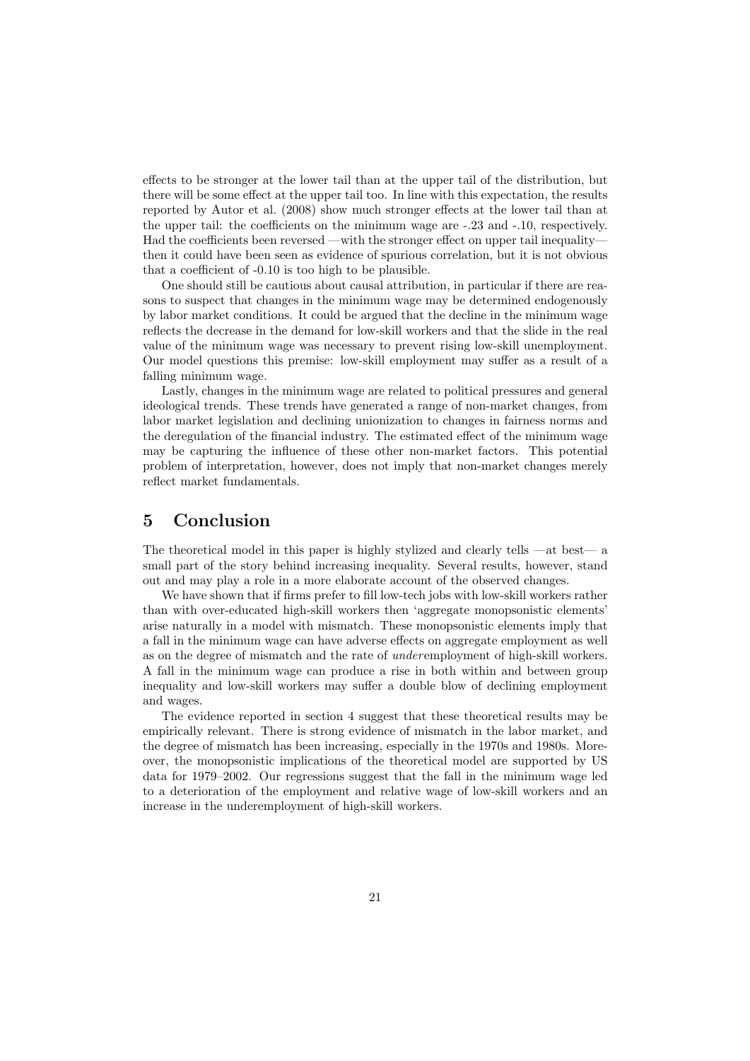effects to be stronger at the lower tail than at the upper tail of the distribution, but there will be some effect at the upper tail too. In line with this expectation, the results reported by Autor et al. (2008) show much stronger effects at the lower tail than at the upper tail: the coefficients on the minimum wage are -.23 and -.10, respectively. Had the coefficients been reversed —with the stronger effect on upper tail inequality— then it could have been seen as evidence of spurious correlation, but it is not obvious that a coefficient of -0.10 is too high to be plausible.

One should still be cautious about causal attribution, in particular if there are reasons to suspect that changes in the minimum wage may be determined endogenously by labor market conditions. It could be argued that the decline in the minimum wage reflects the decrease in the demand for low-skill workers and that the slide in the real value of the minimum wage was necessary to prevent rising low-skill unemployment. Our model questions this premise: low-skill employment may suffer as a result of a falling minimum wage.

Lastly, changes in the minimum wage are related to political pressures and general ideological trends. These trends have generated a range of non-market changes, from labor market legislation and declining unionization to changes in fairness norms and the deregulation of the financial industry. The estimated effect of the minimum wage may be capturing the influence of these other non-market factors. This potential problem of interpretation, however, does not imply that non-market changes merely reflect market fundamentals.

# 5 Conclusion

The theoretical model in this paper is highly stylized and clearly tells —at best— a small part of the story behind increasing inequality. Several results, however, stand out and may play a role in a more elaborate account of the observed changes.

We have shown that if firms prefer to fill low-tech jobs with low-skill workers rather than with over-educated high-skill workers then 'aggregate monopsonistic elements' arise naturally in a model with mismatch. These monopsonistic elements imply that a fall in the minimum wage can have adverse effects on aggregate employment as well as on the degree of mismatch and the rate of *under*employment of high-skill workers. A fall in the minimum wage can produce a rise in both within and between group inequality and low-skill workers may suffer a double blow of declining employment and wages.

The evidence reported in section 4 suggest that these theoretical results may be empirically relevant. There is strong evidence of mismatch in the labor market, and the degree of mismatch has been increasing, especially in the 1970s and 1980s. Moreover, the monopsonistic implications of the theoretical model are supported by US data for 1979–2002. Our regressions suggest that the fall in the minimum wage led to a deterioration of the employment and relative wage of low-skill workers and an increase in the underemployment of high-skill workers.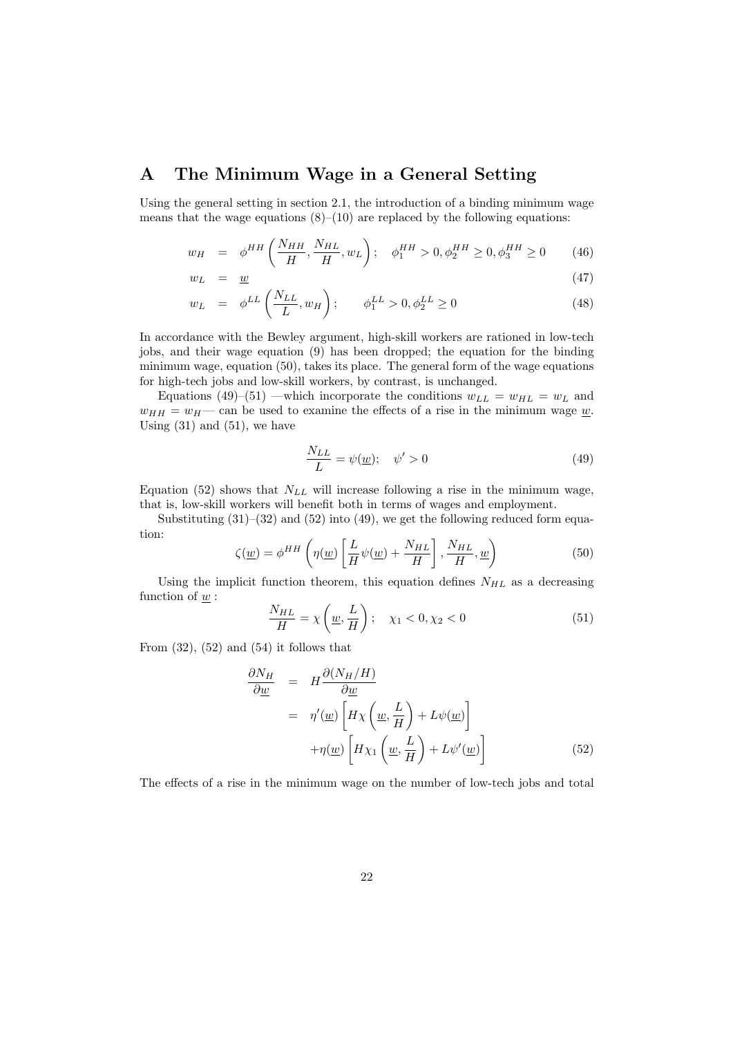# A The Minimum Wage in a General Setting

Using the general setting in section 2.1, the introduction of a binding minimum wage means that the wage equations (8)–(10) are replaced by the following equations:

$$w_H = \phi^{HH}\left(\frac{N_{HH}}{H}, \frac{N_{HL}}{H}, w_L\right); \quad \phi_1^{HH} > 0, \phi_2^{HH} \geq 0, \phi_3^{HH} \geq 0 \tag{46}$$

$$w_L = \underline{w} \tag{47}$$

$$w_L = \phi^{LL}\left(\frac{N_{LL}}{L}, w_H\right); \qquad \phi_1^{LL} > 0, \phi_2^{LL} \geq 0 \tag{48}$$

In accordance with the Bewley argument, high-skill workers are rationed in low-tech jobs, and their wage equation (9) has been dropped; the equation for the binding minimum wage, equation (50), takes its place. The general form of the wage equations for high-tech jobs and low-skill workers, by contrast, is unchanged.

Equations (49)–(51) —which incorporate the conditions $w_{LL} = w_{HL} = w_L$ and $w_{HH} = w_H$— can be used to examine the effects of a rise in the minimum wage $\underline{w}$. Using (31) and (51), we have

$$\frac{N_{LL}}{L} = \psi(\underline{w}); \quad \psi' > 0 \tag{49}$$

Equation (52) shows that $N_{LL}$ will increase following a rise in the minimum wage, that is, low-skill workers will benefit both in terms of wages and employment.

Substituting (31)–(32) and (52) into (49), we get the following reduced form equation:

$$\zeta(\underline{w}) = \phi^{HH}\left(\eta(\underline{w})\left[\frac{L}{H}\psi(\underline{w}) + \frac{N_{HL}}{H}\right], \frac{N_{HL}}{H}, \underline{w}\right) \tag{50}$$

Using the implicit function theorem, this equation defines $N_{HL}$ as a decreasing function of $\underline{w}$ :

$$\frac{N_{HL}}{H} = \chi\left(\underline{w}, \frac{L}{H}\right); \quad \chi_1 < 0, \chi_2 < 0 \tag{51}$$

From (32), (52) and (54) it follows that

$$\begin{aligned}
\frac{\partial N_H}{\partial \underline{w}} &= H\frac{\partial (N_H/H)}{\partial \underline{w}} \\
&= \eta'(\underline{w})\left[H\chi\left(\underline{w}, \frac{L}{H}\right) + L\psi(\underline{w})\right] \\
&\quad + \eta(\underline{w})\left[H\chi_1\left(\underline{w}, \frac{L}{H}\right) + L\psi'(\underline{w})\right]
\end{aligned} \tag{52}$$

The effects of a rise in the minimum wage on the number of low-tech jobs and total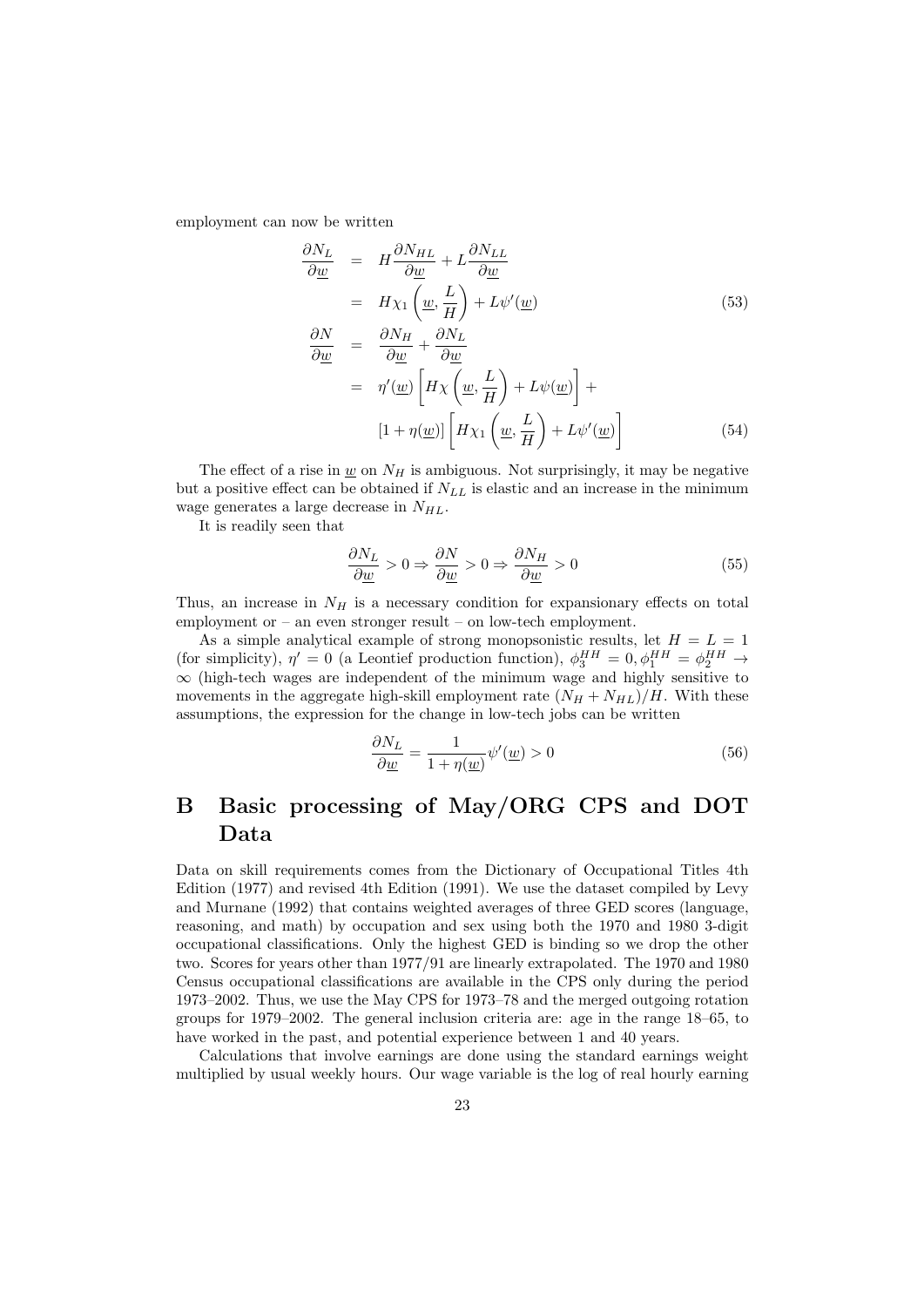employment can now be written

$$
\begin{aligned}
\frac{\partial N_L}{\partial \underline{w}} &= H\frac{\partial N_{HL}}{\partial \underline{w}} + L\frac{\partial N_{LL}}{\partial \underline{w}} \\
&= H\chi_1\left(\underline{w}, \frac{L}{H}\right) + L\psi'(\underline{w})
\end{aligned} \tag{53}
$$

$$
\begin{aligned}
\frac{\partial N}{\partial \underline{w}} &= \frac{\partial N_H}{\partial \underline{w}} + \frac{\partial N_L}{\partial \underline{w}} \\
&= \eta'(\underline{w})\left[H\chi\left(\underline{w}, \frac{L}{H}\right) + L\psi(\underline{w})\right] + \\
&\quad [1+\eta(\underline{w})]\left[H\chi_1\left(\underline{w}, \frac{L}{H}\right) + L\psi'(\underline{w})\right]
\end{aligned} \tag{54}
$$

The effect of a rise in $\underline{w}$ on $N_H$ is ambiguous. Not surprisingly, it may be negative but a positive effect can be obtained if $N_{LL}$ is elastic and an increase in the minimum wage generates a large decrease in $N_{HL}$.

It is readily seen that

$$
\frac{\partial N_L}{\partial \underline{w}} > 0 \Rightarrow \frac{\partial N}{\partial \underline{w}} > 0 \Rightarrow \frac{\partial N_H}{\partial \underline{w}} > 0 \tag{55}
$$

Thus, an increase in $N_H$ is a necessary condition for expansionary effects on total employment or – an even stronger result – on low-tech employment.

As a simple analytical example of strong monopsonistic results, let $H = L = 1$ (for simplicity), $\eta' = 0$ (a Leontief production function), $\phi_3^{HH} = 0, \phi_1^{HH} = \phi_2^{HH} \to \infty$ (high-tech wages are independent of the minimum wage and highly sensitive to movements in the aggregate high-skill employment rate $(N_H + N_{HL})/H$. With these assumptions, the expression for the change in low-tech jobs can be written

$$
\frac{\partial N_L}{\partial \underline{w}} = \frac{1}{1+\eta(\underline{w})}\psi'(\underline{w}) > 0 \tag{56}
$$

# B Basic processing of May/ORG CPS and DOT Data

Data on skill requirements comes from the Dictionary of Occupational Titles 4th Edition (1977) and revised 4th Edition (1991). We use the dataset compiled by Levy and Murnane (1992) that contains weighted averages of three GED scores (language, reasoning, and math) by occupation and sex using both the 1970 and 1980 3-digit occupational classifications. Only the highest GED is binding so we drop the other two. Scores for years other than 1977/91 are linearly extrapolated. The 1970 and 1980 Census occupational classifications are available in the CPS only during the period 1973–2002. Thus, we use the May CPS for 1973–78 and the merged outgoing rotation groups for 1979–2002. The general inclusion criteria are: age in the range 18–65, to have worked in the past, and potential experience between 1 and 40 years.

Calculations that involve earnings are done using the standard earnings weight multiplied by usual weekly hours. Our wage variable is the log of real hourly earning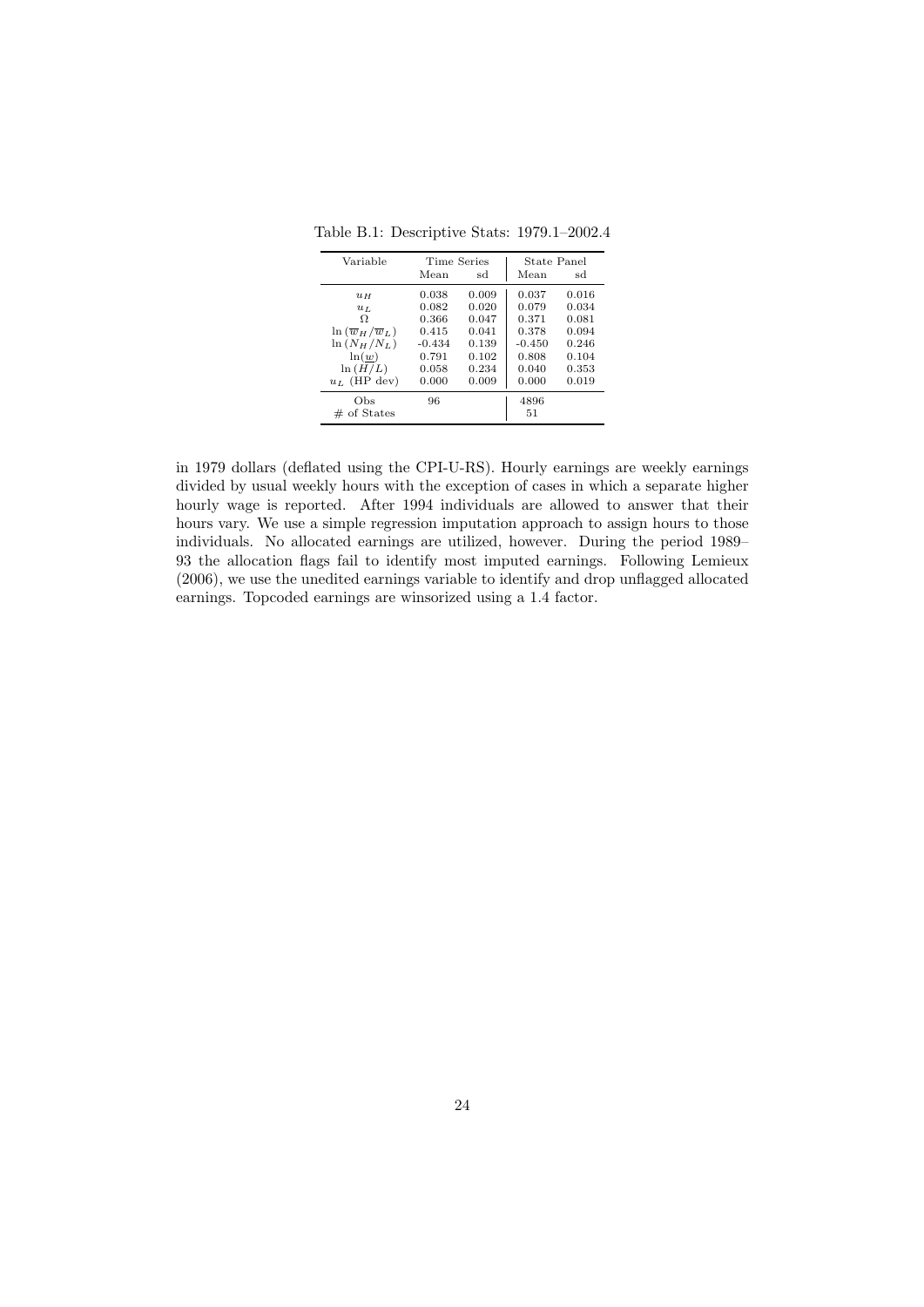Table B.1: Descriptive Stats: 1979.1–2002.4

| Variable | Time Series | | State Panel | |
|---|---|---|---|---|
| | Mean | sd | Mean | sd |
| $u_H$ | 0.038 | 0.009 | 0.037 | 0.016 |
| $u_L$ | 0.082 | 0.020 | 0.079 | 0.034 |
| $\Omega$ | 0.366 | 0.047 | 0.371 | 0.081 |
| $\ln(\overline{w}_H/\overline{w}_L)$ | 0.415 | 0.041 | 0.378 | 0.094 |
| $\ln(N_H/N_L)$ | -0.434 | 0.139 | -0.450 | 0.246 |
| $\ln(\underline{w})$ | 0.791 | 0.102 | 0.808 | 0.104 |
| $\ln(H/L)$ | 0.058 | 0.234 | 0.040 | 0.353 |
| $u_L$ (HP dev) | 0.000 | 0.009 | 0.000 | 0.019 |
| Obs | 96 | | 4896 | |
| # of States | | | 51 | |

in 1979 dollars (deflated using the CPI-U-RS). Hourly earnings are weekly earnings divided by usual weekly hours with the exception of cases in which a separate higher hourly wage is reported. After 1994 individuals are allowed to answer that their hours vary. We use a simple regression imputation approach to assign hours to those individuals. No allocated earnings are utilized, however. During the period 1989–93 the allocation flags fail to identify most imputed earnings. Following Lemieux (2006), we use the unedited earnings variable to identify and drop unflagged allocated earnings. Topcoded earnings are winsorized using a 1.4 factor.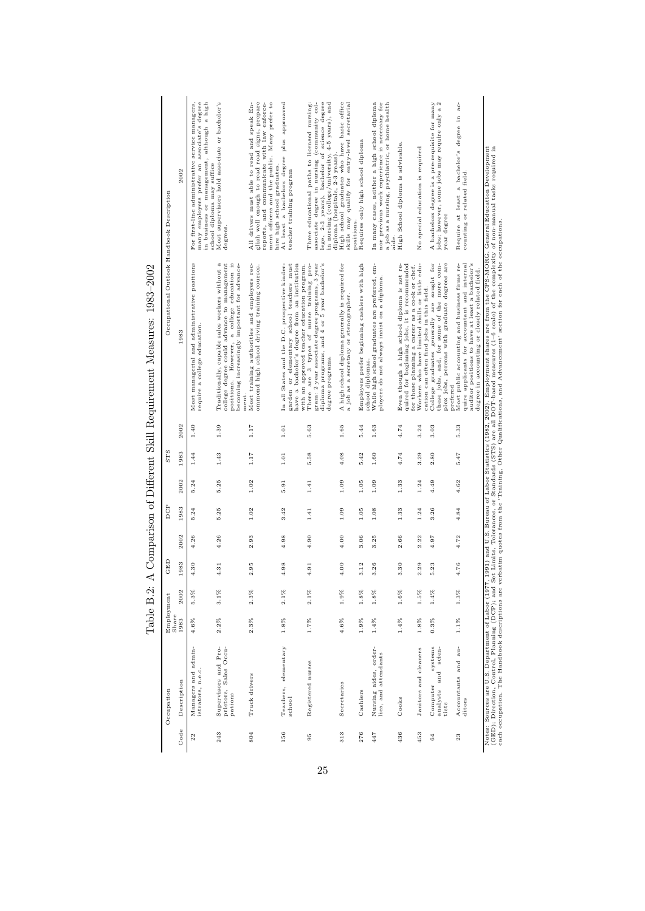# Table B.2: A Comparison of Different Skill Requirement Measures: 1983–2002

| Occupation | | Employment Share | | GED | | DCP | | STS | | Occupational Outlook Handbook Description | |
|---|---|---|---|---|---|---|---|---|---|---|---|
| Code | Description | 1983 | 2002 | 1983 | 2002 | 1983 | 2002 | 1983 | 2002 | 1983 | 2002 |
| 22 | Managers and administrators, n.e.c. | 4.6% | 5.3% | 4.30 | 4.26 | 5.24 | 5.24 | 1.44 | 1.40 | Most managerial and administrative positions require a college education. | For first-line administrative service managers, many employers prefer an associate's degree in business or management, although a high school diploma may suffice |
| 243 | Supervisors and Proprietors, Sales Occupations | 2.2% | 3.1% | 4.31 | 4.26 | 5.25 | 5.25 | 1.43 | 1.39 | Traditionally, capable sales workers without a college degree could advance to management positions. However, a college education is becoming increasingly important for advancement. | Most supervisors hold associate or bachelor's degrees. |
| 804 | Truck drivers | 2.3% | 2.3% | 2.95 | 2.93 | 1.02 | 1.02 | 1.17 | 1.17 | Most training authorities and employers recommend high school driving training courses. | All drivers must able to read and speak English well enough to read road signs, prepare reports, and communicate with law enforcement officers and the public. Many prefer to hire high school graduates. |
| 156 | Teachers, elementary school | 1.8% | 2.1% | 4.98 | 4.98 | 3.42 | 5.91 | 1.01 | 1.01 | In all States and the D.C. prospective kindergarden or elementary school teachers must have a bachelor's degree from an institution with an approved teacher education program. | At least a bachelors degree plus approved teacher training program |
| 95 | Registered nurses | 1.7% | 2.1% | 4.91 | 4.90 | 1.41 | 1.41 | 5.58 | 5.63 | There are 3 types of nurse training program: 2 year associate degree programs, 3 year diploma programs, and 4 or 5 year bachelor's degree programs. | Three educational paths to licensed nursing: associate degree in nursing (community college, 2-3 years), bachelor of science degree in nursing (college/university, 4-5 years), and diploma (hospitals, 2-3 years). |
| 313 | Secretaries | 4.6% | 1.9% | 4.00 | 4.00 | 1.09 | 1.09 | 4.08 | 1.65 | A high school diploma generally is required for a job as a secretary or stenographer. | High school graduates who have basic office skills may qualify for entry-level secretarial positions. |
| 276 | Cashiers | 1.9% | 1.8% | 3.12 | 3.06 | 1.05 | 1.05 | 5.42 | 5.44 | Employers prefer beginning cashiers with high school diplomas. | Requires only high school diploma |
| 447 | Nursing aides, orderlies, and attendants | 1.4% | 1.8% | 3.26 | 3.25 | 1.08 | 1.09 | 1.60 | 1.63 | While high school graduates are preferred, employers do not always insist on a diploma. | In many cases, neither a high school diploma nor previous work experience is necessary for a job as a nursing, psychiatric, or home health aide. |
| 436 | Cooks | 1.4% | 1.6% | 3.30 | 2.66 | 1.33 | 1.33 | 4.74 | 4.74 | Even though a high school diploma is not required for beginning jobs, it is recommended for those planning a career as a cook or chef. | High School diploma is advisable. |
| 453 | Janitors and cleaners | 1.8% | 1.5% | 2.29 | 2.22 | 1.24 | 1.24 | 3.29 | 3.24 | Workers who have limited skills or little education can often find jobs in this field. | No special education is required |
| 64 | Computer systems analysts and scientists | 0.3% | 1.4% | 5.23 | 4.97 | 3.26 | 4.49 | 2.80 | 3.03 | College graduates generally are sought for these jobs, and, for some of the more complex jobs, persons with graduate degrees are prefered. | A bachelors degree is a pre-requisite for many jobs; however, some jobs may require only a 2 year degree |
| 23 | Accountants and auditors | 1.1% | 1.3% | 4.76 | 4.72 | 4.84 | 4.62 | 5.47 | 5.33 | Most public accounting and business firms require applicants for accountant and internal auditor positions to have at least a bachelor's degree in accounting or closely related field. | Require at least a bachelor's degree in accounting or related field. |

Notes: Sources are U.S. Department of Labor (1977, 1991) and U.S. Bureau of Labor Statistics (1982, 2002). Employment shares are from the CPS-MORG. General Education Development (GED), Direction, Control, Planning (DCP), and Set Limits, Tolerances, or Standards (STS) are all DOT-based measures (1–6 scale) of the complexity of nonmanual tasks required in each occupation. The Handbook descriptions are verbatim quotes from the 'Training, Other Qualifications, and Advancement' section for each of the occupations.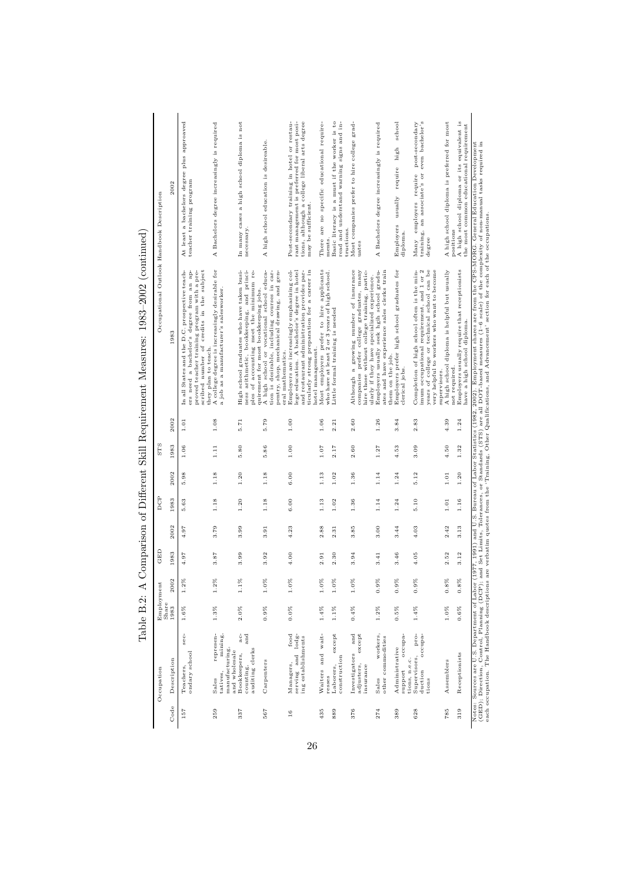Table B.2: A Comparison of Different Skill Requirement Measures: 1983–2002 (continued)

| Occupation | | Employment Share | | GED | | DCP | | STS | | Occupational Outlook Handbook Description | |
|---|---|---|---|---|---|---|---|---|---|---|---|
| Code | Description | 1983 | 2002 | 1983 | 2002 | 1983 | 2002 | 1983 | 2002 | 1983 | 2002 |
| 157 | Teachers, secondary school | 1.6% | 1.2% | 4.97 | 4.97 | 5.63 | 5.98 | 1.06 | 1.01 | In all States and the D.C. prospective teachers need a bachelor's degree from an approved teacher training program with a prescribed number of credits in the subject they plan to teach. | At least a bachelors degree plus approved teacher training program |
| 259 | Sales representatives, mining, manufacturing, and wholesale | 1.3% | 1.2% | 3.87 | 3.79 | 1.18 | 1.18 | 1.11 | 1.08 | A college degree is increasingly desirable for a job as a manufacturer's salesworker. | A Bachelors degree increasingly is required |
| 337 | Bookkeepers, accounting, and auditing clerks | 2.0% | 1.1% | 3.99 | 3.99 | 1.20 | 1.20 | 5.80 | 5.71 | High school graduates who have taken business arithmetic, bookkeeping, and principles of accounting meet the minimum requirement for most bookkeeping jobs. | In many cases a high school diploma is not necessary. |
| 567 | Carpenters | 0.9% | 1.0% | 3.92 | 3.91 | 1.18 | 1.18 | 5.86 | 5.79 | A high school or vocational school education is desirable, including courses in carpentry, shop, mechanical drawing, and general mathematics. | A high school education is desireable. |
| 16 | Managers, food serving and lodging establishments | 0.0% | 1.0% | 4.00 | 4.23 | 6.00 | 6.00 | 1.00 | 1.00 | Employers are increasingly emphasizing college education. A bachelor's degree in hotel and restaurant administration provides particularly strong preparation for a career in hotel management. | Post-secondary training in hotel or restaurant management is preferred for most positions, although a college liberal arts degree may be sufficient. |
| 435 | Waiters and waitresses | 1.4% | 1.0% | 2.91 | 2.88 | 1.13 | 1.13 | 1.07 | 1.06 | Most employers prefer to hire applicants who have at least 2 or 3 years of high school. | There are no specific educational requirements. |
| 889 | Laborers, except construction | 1.1% | 1.0% | 2.30 | 2.31 | 1.02 | 1.02 | 2.17 | 2.21 | Little formal training is needed | Basic literacy is a must if the worker is to read and understand warning signs and instructions. |
| 376 | Investigators and adjusters, except insurance | 0.4% | 1.0% | 3.94 | 3.85 | 1.36 | 1.36 | 2.60 | 2.60 | Although a growing number of insurance companies prefer college graduates, many hire those without college training, particularly if they have specialized experience. | Most companies prefer to hire college graduates |
| 274 | Sales workers, other commodities | 1.2% | 0.9% | 3.41 | 3.00 | 1.14 | 1.14 | 1.27 | 1.26 | Employers usually seek high school graduates and have experience sales clerks train them on the job. | A Bachelors degree increasingly is required |
| 389 | Administrative support occupations, n.e.c. | 0.5% | 0.9% | 3.46 | 3.44 | 1.24 | 1.24 | 4.53 | 3.84 | Employers prefer high school graduates for clerical jobs. | Employers usually require high school diploma. |
| 628 | Supervisors, production occupations | 1.4% | 0.9% | 4.05 | 4.03 | 5.10 | 5.12 | 3.09 | 2.83 | Completion of high school often is the minimum occupational requirement, and 1 or 2 years of college or technical school can be very helpful to workers who want to become supervisors. | Many employers require post-secondary training, an associate's or even bachelor's degree |
| 785 | Assemblers | 1.0% | 0.8% | 2.52 | 2.42 | 1.01 | 1.01 | 4.50 | 4.39 | A high school diploma is helpful but usually not required. | A high school diploma is preferred for most positions. |
| 319 | Receptionists | 0.6% | 0.8% | 3.12 | 3.13 | 1.16 | 1.20 | 1.32 | 1.24 | Employers usually require that receptionists have a high school diploma. | A high school diploma or its equivalent is the most common educational requirement |

Notes: Sources are U.S. Department of Labor (1977, 1991) and U.S. Bureau of Labor Statistics (1982, 2002). Employment shares are from the CPS-MORG. General Education Development (GED); Direction, Control, Planning (DCP); and Set Limits, Tolerances, or Standards (STS) are all DOT-based measures (1–6 scale) of the complexity of non-manual tasks required in each occupation. The Handbook descriptions are verbatim quotes from the 'Training, Other Qualifications, and Advancement' section for each of the occupations.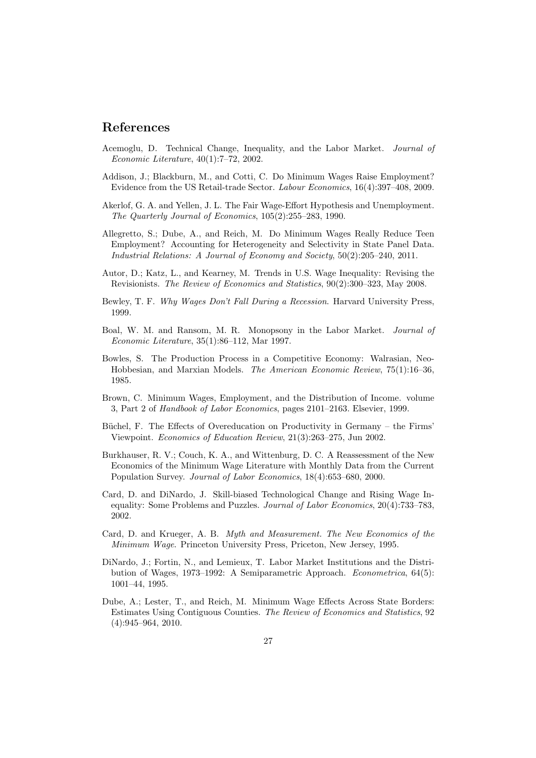## References

Acemoglu, D. Technical Change, Inequality, and the Labor Market. *Journal of Economic Literature*, 40(1):7–72, 2002.

Addison, J.; Blackburn, M., and Cotti, C. Do Minimum Wages Raise Employment? Evidence from the US Retail-trade Sector. *Labour Economics*, 16(4):397–408, 2009.

Akerlof, G. A. and Yellen, J. L. The Fair Wage-Effort Hypothesis and Unemployment. *The Quarterly Journal of Economics*, 105(2):255–283, 1990.

Allegretto, S.; Dube, A., and Reich, M. Do Minimum Wages Really Reduce Teen Employment? Accounting for Heterogeneity and Selectivity in State Panel Data. *Industrial Relations: A Journal of Economy and Society*, 50(2):205–240, 2011.

Autor, D.; Katz, L., and Kearney, M. Trends in U.S. Wage Inequality: Revising the Revisionists. *The Review of Economics and Statistics*, 90(2):300–323, May 2008.

Bewley, T. F. *Why Wages Don't Fall During a Recession*. Harvard University Press, 1999.

Boal, W. M. and Ransom, M. R. Monopsony in the Labor Market. *Journal of Economic Literature*, 35(1):86–112, Mar 1997.

Bowles, S. The Production Process in a Competitive Economy: Walrasian, Neo-Hobbesian, and Marxian Models. *The American Economic Review*, 75(1):16–36, 1985.

Brown, C. Minimum Wages, Employment, and the Distribution of Income. volume 3, Part 2 of *Handbook of Labor Economics*, pages 2101–2163. Elsevier, 1999.

Büchel, F. The Effects of Overeducation on Productivity in Germany – the Firms' Viewpoint. *Economics of Education Review*, 21(3):263–275, Jun 2002.

Burkhauser, R. V.; Couch, K. A., and Wittenburg, D. C. A Reassessment of the New Economics of the Minimum Wage Literature with Monthly Data from the Current Population Survey. *Journal of Labor Economics*, 18(4):653–680, 2000.

Card, D. and DiNardo, J. Skill-biased Technological Change and Rising Wage Inequality: Some Problems and Puzzles. *Journal of Labor Economics*, 20(4):733–783, 2002.

Card, D. and Krueger, A. B. *Myth and Measurement. The New Economics of the Minimum Wage*. Princeton University Press, Priceton, New Jersey, 1995.

DiNardo, J.; Fortin, N., and Lemieux, T. Labor Market Institutions and the Distribution of Wages, 1973–1992: A Semiparametric Approach. *Econometrica*, 64(5): 1001–44, 1995.

Dube, A.; Lester, T., and Reich, M. Minimum Wage Effects Across State Borders: Estimates Using Contiguous Counties. *The Review of Economics and Statistics*, 92 (4):945–964, 2010.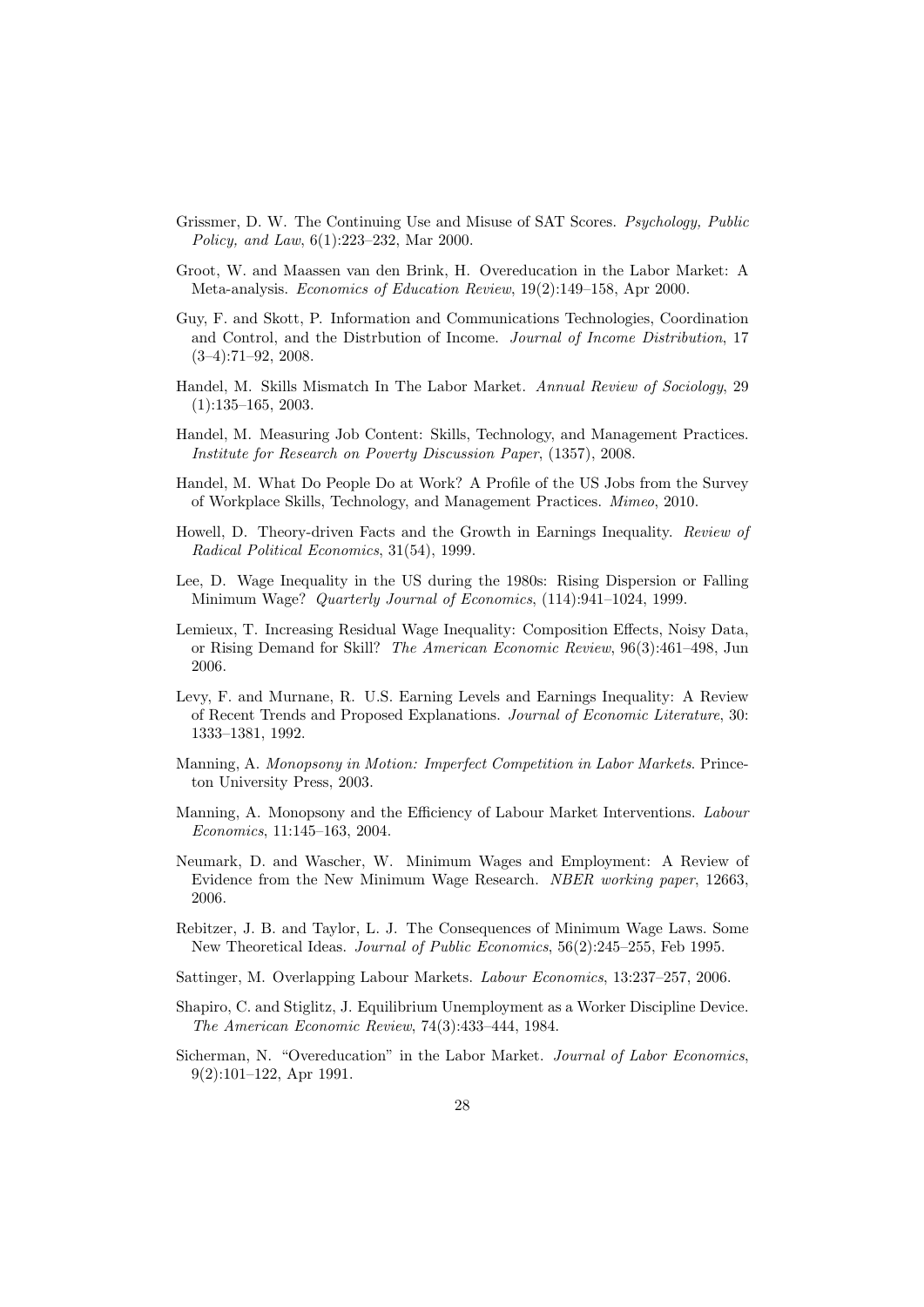Grissmer, D. W. The Continuing Use and Misuse of SAT Scores. *Psychology, Public Policy, and Law*, 6(1):223–232, Mar 2000.

Groot, W. and Maassen van den Brink, H. Overeducation in the Labor Market: A Meta-analysis. *Economics of Education Review*, 19(2):149–158, Apr 2000.

Guy, F. and Skott, P. Information and Communications Technologies, Coordination and Control, and the Distrbution of Income. *Journal of Income Distribution*, 17 (3–4):71–92, 2008.

Handel, M. Skills Mismatch In The Labor Market. *Annual Review of Sociology*, 29 (1):135–165, 2003.

Handel, M. Measuring Job Content: Skills, Technology, and Management Practices. *Institute for Research on Poverty Discussion Paper*, (1357), 2008.

Handel, M. What Do People Do at Work? A Profile of the US Jobs from the Survey of Workplace Skills, Technology, and Management Practices. *Mimeo*, 2010.

Howell, D. Theory-driven Facts and the Growth in Earnings Inequality. *Review of Radical Political Economics*, 31(54), 1999.

Lee, D. Wage Inequality in the US during the 1980s: Rising Dispersion or Falling Minimum Wage? *Quarterly Journal of Economics*, (114):941–1024, 1999.

Lemieux, T. Increasing Residual Wage Inequality: Composition Effects, Noisy Data, or Rising Demand for Skill? *The American Economic Review*, 96(3):461–498, Jun 2006.

Levy, F. and Murnane, R. U.S. Earning Levels and Earnings Inequality: A Review of Recent Trends and Proposed Explanations. *Journal of Economic Literature*, 30: 1333–1381, 1992.

Manning, A. *Monopsony in Motion: Imperfect Competition in Labor Markets*. Princeton University Press, 2003.

Manning, A. Monopsony and the Efficiency of Labour Market Interventions. *Labour Economics*, 11:145–163, 2004.

Neumark, D. and Wascher, W. Minimum Wages and Employment: A Review of Evidence from the New Minimum Wage Research. *NBER working paper*, 12663, 2006.

Rebitzer, J. B. and Taylor, L. J. The Consequences of Minimum Wage Laws. Some New Theoretical Ideas. *Journal of Public Economics*, 56(2):245–255, Feb 1995.

Sattinger, M. Overlapping Labour Markets. *Labour Economics*, 13:237–257, 2006.

Shapiro, C. and Stiglitz, J. Equilibrium Unemployment as a Worker Discipline Device. *The American Economic Review*, 74(3):433–444, 1984.

Sicherman, N. "Overeducation" in the Labor Market. *Journal of Labor Economics*, 9(2):101–122, Apr 1991.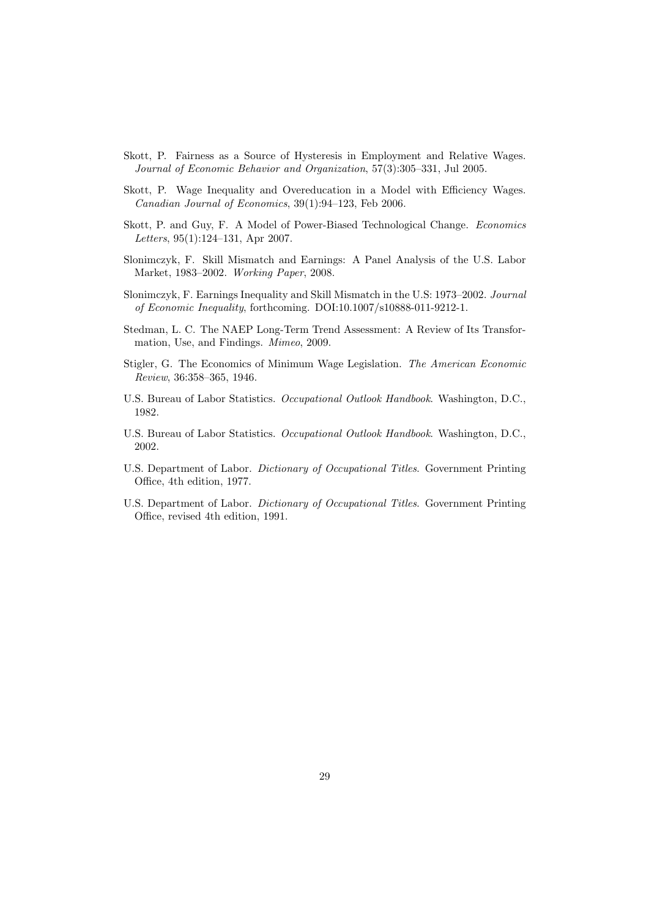Skott, P. Fairness as a Source of Hysteresis in Employment and Relative Wages. *Journal of Economic Behavior and Organization*, 57(3):305–331, Jul 2005.

Skott, P. Wage Inequality and Overeducation in a Model with Efficiency Wages. *Canadian Journal of Economics*, 39(1):94–123, Feb 2006.

Skott, P. and Guy, F. A Model of Power-Biased Technological Change. *Economics Letters*, 95(1):124–131, Apr 2007.

Slonimczyk, F. Skill Mismatch and Earnings: A Panel Analysis of the U.S. Labor Market, 1983–2002. *Working Paper*, 2008.

Slonimczyk, F. Earnings Inequality and Skill Mismatch in the U.S: 1973–2002. *Journal of Economic Inequality*, forthcoming. DOI:10.1007/s10888-011-9212-1.

Stedman, L. C. The NAEP Long-Term Trend Assessment: A Review of Its Transformation, Use, and Findings. *Mimeo*, 2009.

Stigler, G. The Economics of Minimum Wage Legislation. *The American Economic Review*, 36:358–365, 1946.

U.S. Bureau of Labor Statistics. *Occupational Outlook Handbook*. Washington, D.C., 1982.

U.S. Bureau of Labor Statistics. *Occupational Outlook Handbook*. Washington, D.C., 2002.

U.S. Department of Labor. *Dictionary of Occupational Titles*. Government Printing Office, 4th edition, 1977.

U.S. Department of Labor. *Dictionary of Occupational Titles*. Government Printing Office, revised 4th edition, 1991.